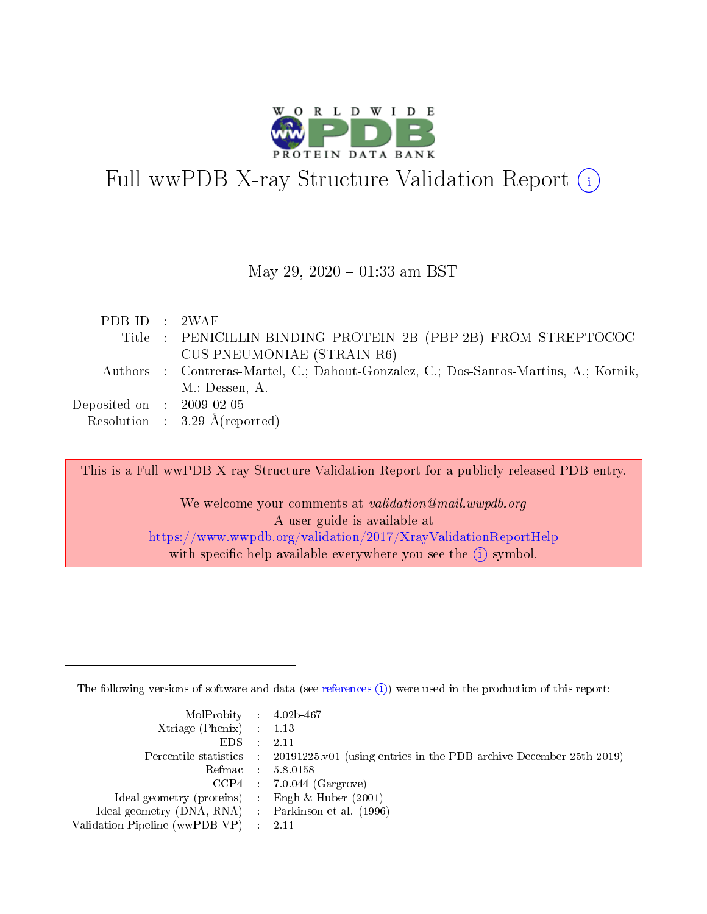# Full wwPDB X-ray Structure Validation Report (i)

May 29, 2020 – 01:33 am BST

| | | |
|---|---|---|
| PDB ID | : | 2WAF |
| Title | : | PENICILLIN-BINDING PROTEIN 2B (PBP-2B) FROM STREPTOCOCCUS PNEUMONIAE (STRAIN R6) |
| Authors | : | Contreras-Martel, C.; Dahout-Gonzalez, C.; Dos-Santos-Martins, A.; Kotnik, M.; Dessen, A. |
| Deposited on | : | 2009-02-05 |
| Resolution | : | 3.29 Å(reported) |

This is a Full wwPDB X-ray Structure Validation Report for a publicly released PDB entry.

We welcome your comments at *validation@mail.wwpdb.org*
A user guide is available at
https://www.wwpdb.org/validation/2017/XrayValidationReportHelp
with specific help available everywhere you see the (i) symbol.

---

The following versions of software and data (see references (i)) were used in the production of this report:

| | | |
|---|---|---|
| MolProbity | : | 4.02b-467 |
| Xtriage (Phenix) | : | 1.13 |
| EDS | : | 2.11 |
| Percentile statistics | : | 20191225.v01 (using entries in the PDB archive December 25th 2019) |
| Refmac | : | 5.8.0158 |
| CCP4 | : | 7.0.044 (Gargrove) |
| Ideal geometry (proteins) | : | Engh & Huber (2001) |
| Ideal geometry (DNA, RNA) | : | Parkinson et al. (1996) |
| Validation Pipeline (wwPDB-VP) | : | 2.11 |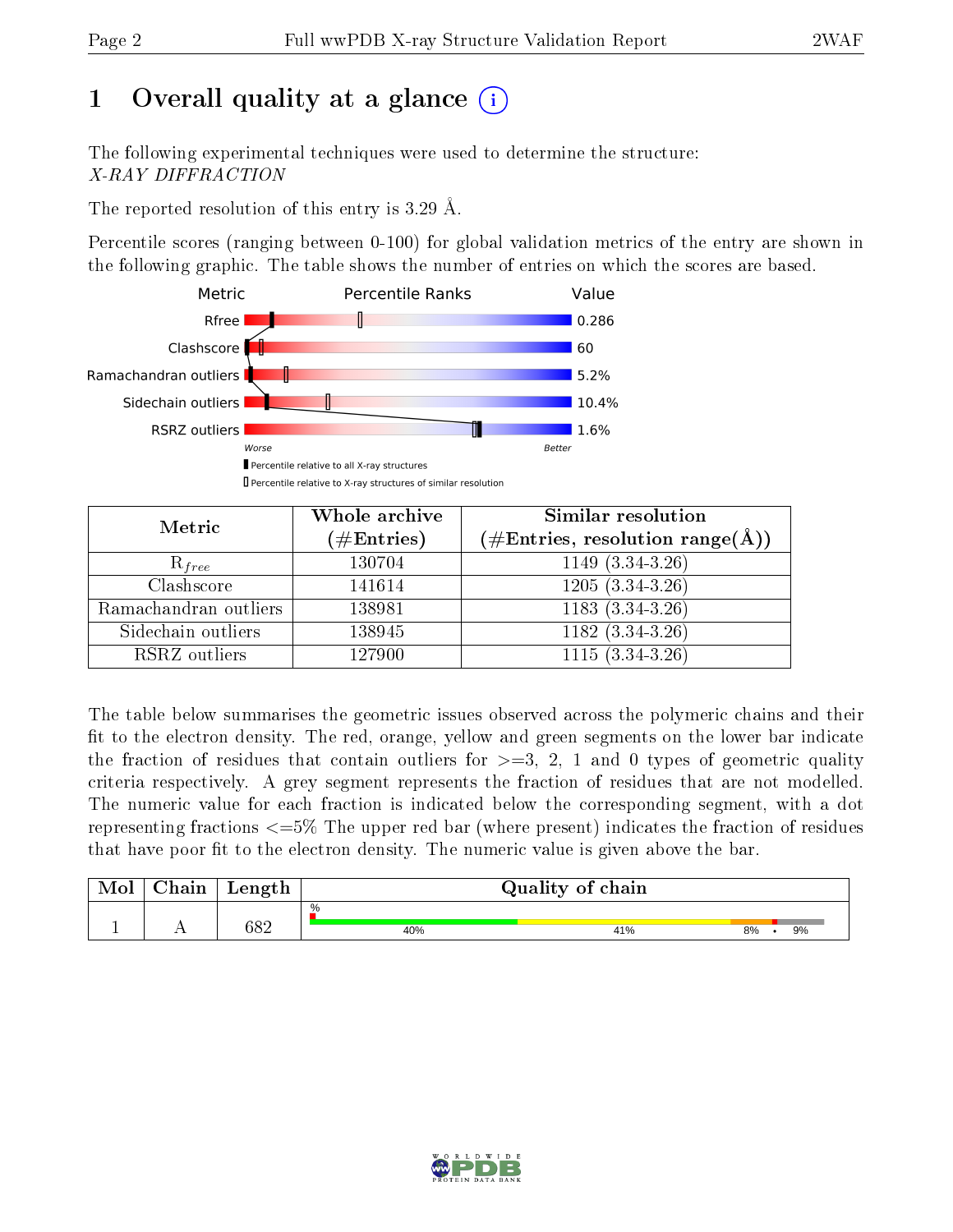# 1 Overall quality at a glance (i)

The following experimental techniques were used to determine the structure:
*X-RAY DIFFRACTION*

The reported resolution of this entry is 3.29 Å.

Percentile scores (ranging between 0-100) for global validation metrics of the entry are shown in the following graphic. The table shows the number of entries on which the scores are based.

| Metric | Value |
|---|---|
| Rfree | 0.286 |
| Clashscore | 60 |
| Ramachandran outliers | 5.2% |
| Sidechain outliers | 10.4% |
| RSRZ outliers | 1.6% |

Worse — Better

▮ Percentile relative to all X-ray structures
▯ Percentile relative to X-ray structures of similar resolution

| Metric | Whole archive (#Entries) | Similar resolution (#Entries, resolution range(Å)) |
|---|---|---|
| $R_{free}$ | 130704 | 1149 (3.34-3.26) |
| Clashscore | 141614 | 1205 (3.34-3.26) |
| Ramachandran outliers | 138981 | 1183 (3.34-3.26) |
| Sidechain outliers | 138945 | 1182 (3.34-3.26) |
| RSRZ outliers | 127900 | 1115 (3.34-3.26) |

The table below summarises the geometric issues observed across the polymeric chains and their fit to the electron density. The red, orange, yellow and green segments on the lower bar indicate the fraction of residues that contain outliers for >=3, 2, 1 and 0 types of geometric quality criteria respectively. A grey segment represents the fraction of residues that are not modelled. The numeric value for each fraction is indicated below the corresponding segment, with a dot representing fractions <=5% The upper red bar (where present) indicates the fraction of residues that have poor fit to the electron density. The numeric value is given above the bar.

| Mol | Chain | Length | Quality of chain |
|---|---|---|---|
| 1 | A | 682 | 40% / 41% / 8% / • / 9% |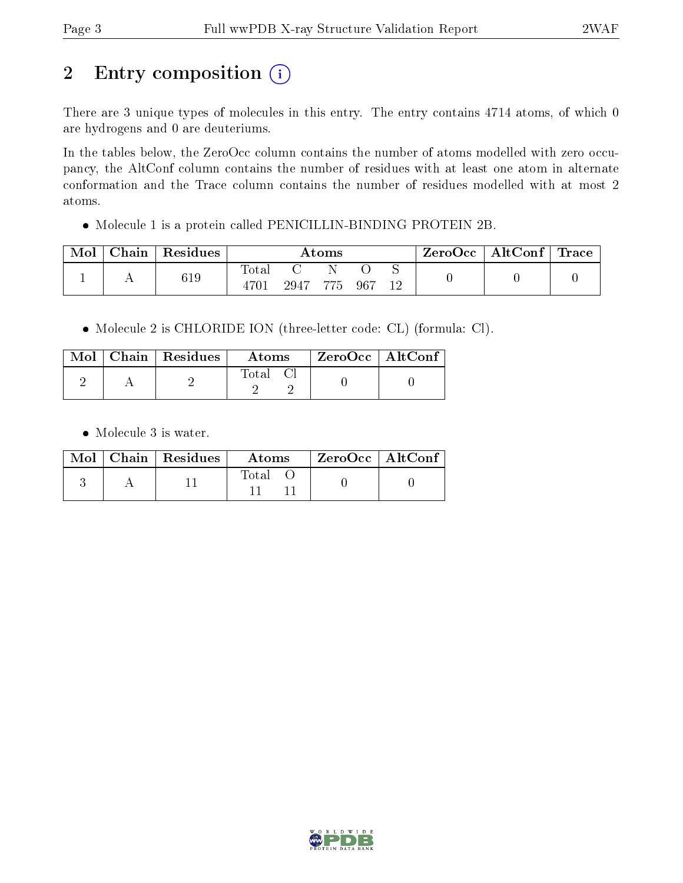# 2 Entry composition (i)

There are 3 unique types of molecules in this entry. The entry contains 4714 atoms, of which 0 are hydrogens and 0 are deuteriums.

In the tables below, the ZeroOcc column contains the number of atoms modelled with zero occupancy, the AltConf column contains the number of residues with at least one atom in alternate conformation and the Trace column contains the number of residues modelled with at most 2 atoms.

- Molecule 1 is a protein called PENICILLIN-BINDING PROTEIN 2B.

| Mol | Chain | Residues | Atoms | | | | | ZeroOcc | AltConf | Trace |
|---|---|---|---|---|---|---|---|---|---|---|
| 1 | A | 619 | Total<br>4701 | C<br>2947 | N<br>775 | O<br>967 | S<br>12 | 0 | 0 | 0 |

- Molecule 2 is CHLORIDE ION (three-letter code: CL) (formula: Cl).

| Mol | Chain | Residues | Atoms | | ZeroOcc | AltConf |
|---|---|---|---|---|---|---|
| 2 | A | 2 | Total<br>2 | Cl<br>2 | 0 | 0 |

- Molecule 3 is water.

| Mol | Chain | Residues | Atoms | | ZeroOcc | AltConf |
|---|---|---|---|---|---|---|
| 3 | A | 11 | Total<br>11 | O<br>11 | 0 | 0 |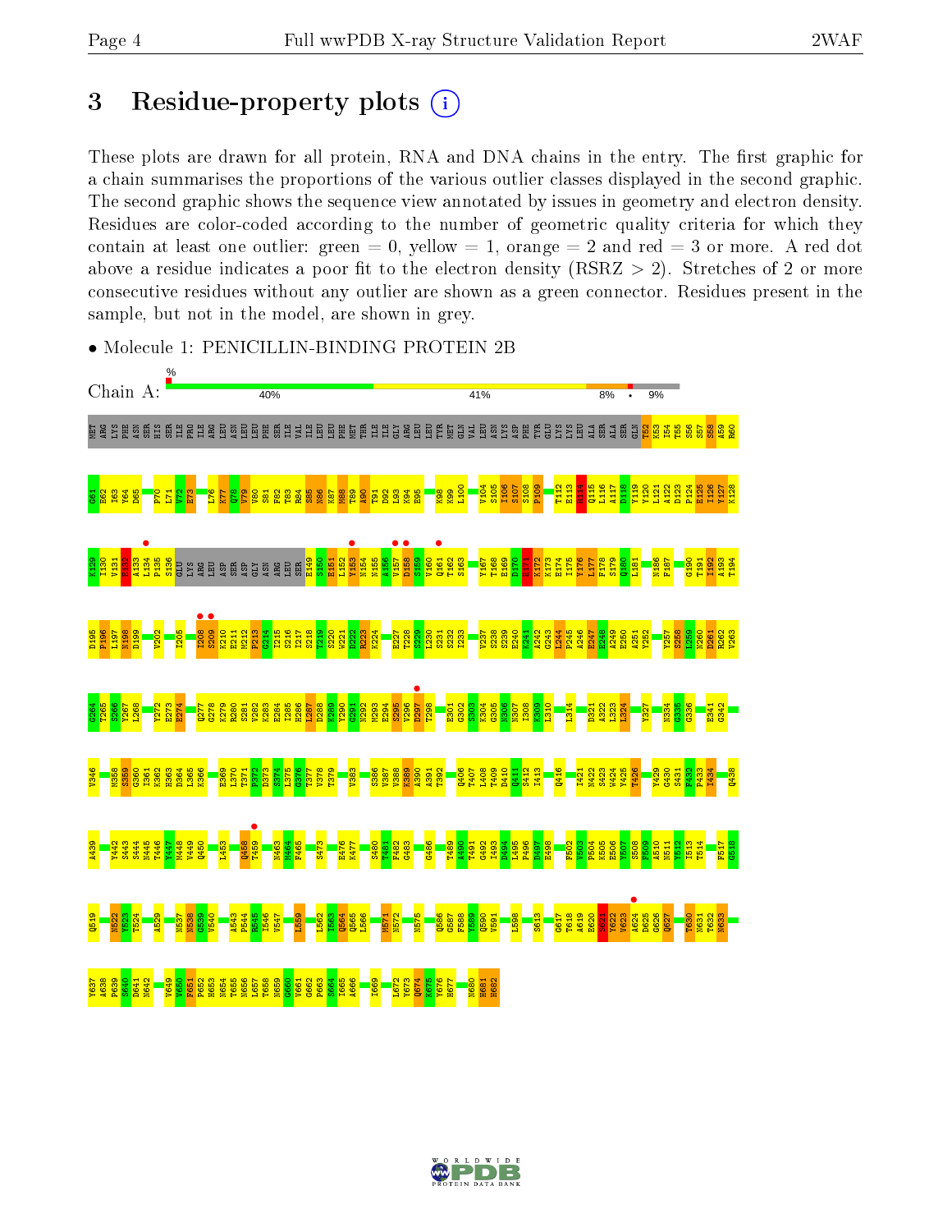# 3 Residue-property plots

These plots are drawn for all protein, RNA and DNA chains in the entry. The first graphic for a chain summarises the proportions of the various outlier classes displayed in the second graphic. The second graphic shows the sequence view annotated by issues in geometry and electron density. Residues are color-coded according to the number of geometric quality criteria for which they contain at least one outlier: green = 0, yellow = 1, orange = 2 and red = 3 or more. A red dot above a residue indicates a poor fit to the electron density (RSRZ > 2). Stretches of 2 or more consecutive residues without any outlier are shown as a green connector. Residues present in the sample, but not in the model, are shown in grey.

- Molecule 1: PENICILLIN-BINDING PROTEIN 2B

Chain A: 40% | 41% | 8% | • | 9%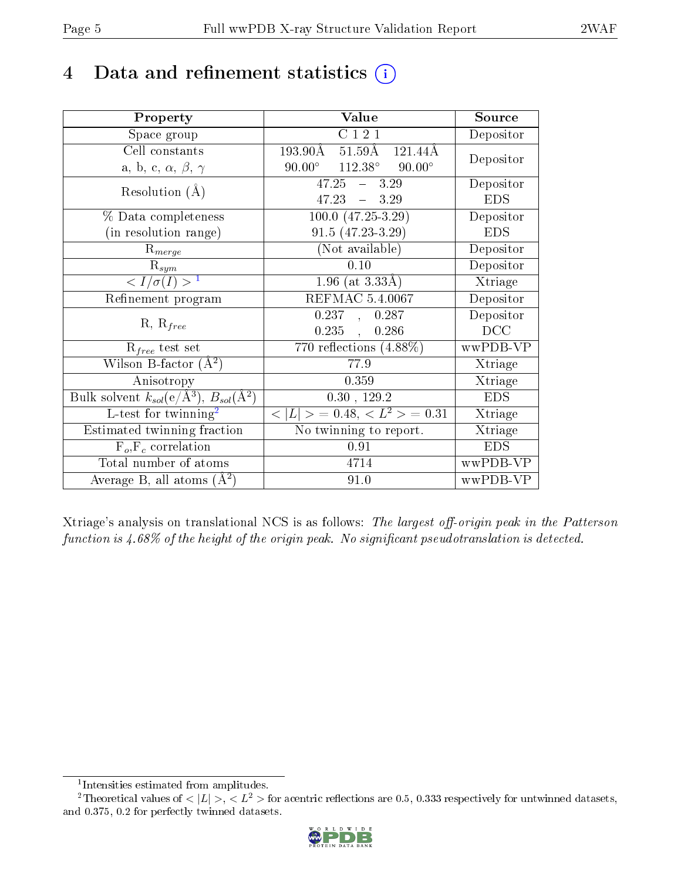# 4 Data and refinement statistics (i)

| Property | Value | Source |
|---|---|---|
| Space group | C 1 2 1 | Depositor |
| Cell constants<br>a, b, c, $\alpha$, $\beta$, $\gamma$ | 193.90Å 51.59Å 121.44Å<br>90.00° 112.38° 90.00° | Depositor |
| Resolution (Å) | 47.25 – 3.29<br>47.23 – 3.29 | Depositor<br>EDS |
| % Data completeness<br>(in resolution range) | 100.0 (47.25-3.29)<br>91.5 (47.23-3.29) | Depositor<br>EDS |
| $R_{merge}$ | (Not available) | Depositor |
| $R_{sym}$ | 0.10 | Depositor |
| $< I/\sigma(I) >$ [1] | 1.96 (at 3.33Å) | Xtriage |
| Refinement program | REFMAC 5.4.0067 | Depositor |
| R, $R_{free}$ | 0.237 , 0.287<br>0.235 , 0.286 | Depositor<br>DCC |
| $R_{free}$ test set | 770 reflections (4.88%) | wwPDB-VP |
| Wilson B-factor (Å$^2$) | 77.9 | Xtriage |
| Anisotropy | 0.359 | Xtriage |
| Bulk solvent $k_{sol}$(e/Å$^3$), $B_{sol}$(Å$^2$) | 0.30 , 129.2 | EDS |
| L-test for twinning[2] | $< \|L\| >$ = 0.48, $< L^2 >$ = 0.31 | Xtriage |
| Estimated twinning fraction | No twinning to report. | Xtriage |
| $F_o$,$F_c$ correlation | 0.91 | EDS |
| Total number of atoms | 4714 | wwPDB-VP |
| Average B, all atoms (Å$^2$) | 91.0 | wwPDB-VP |

Xtriage's analysis on translational NCS is as follows: *The largest off-origin peak in the Patterson function is 4.68% of the height of the origin peak. No significant pseudotranslation is detected.*

[1] Intensities estimated from amplitudes.

[2] Theoretical values of $< |L| >$, $< L^2 >$ for acentric reflections are 0.5, 0.333 respectively for untwinned datasets, and 0.375, 0.2 for perfectly twinned datasets.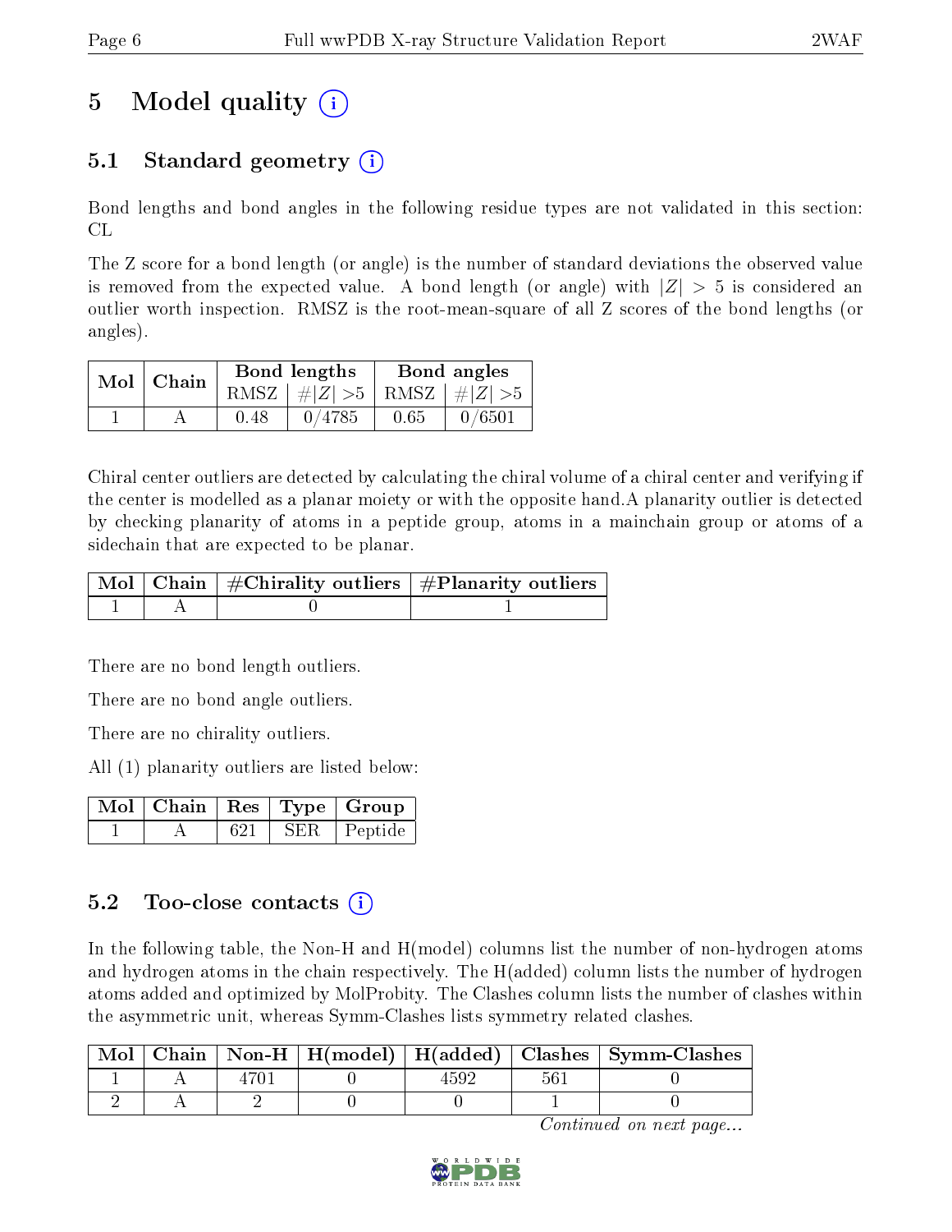# 5 Model quality

## 5.1 Standard geometry

Bond lengths and bond angles in the following residue types are not validated in this section: CL

The Z score for a bond length (or angle) is the number of standard deviations the observed value is removed from the expected value. A bond length (or angle) with $|Z| > 5$ is considered an outlier worth inspection. RMSZ is the root-mean-square of all Z scores of the bond lengths (or angles).

| Mol | Chain | Bond lengths | | Bond angles | |
|---|---|---|---|---|---|
| | | RMSZ | $\#\|Z\| > 5$ | RMSZ | $\#\|Z\| > 5$ |
| 1 | A | 0.48 | 0/4785 | 0.65 | 0/6501 |

Chiral center outliers are detected by calculating the chiral volume of a chiral center and verifying if the center is modelled as a planar moiety or with the opposite hand.A planarity outlier is detected by checking planarity of atoms in a peptide group, atoms in a mainchain group or atoms of a sidechain that are expected to be planar.

| Mol | Chain | #Chirality outliers | #Planarity outliers |
|---|---|---|---|
| 1 | A | 0 | 1 |

There are no bond length outliers.

There are no bond angle outliers.

There are no chirality outliers.

All (1) planarity outliers are listed below:

| Mol | Chain | Res | Type | Group |
|---|---|---|---|---|
| 1 | A | 621 | SER | Peptide |

## 5.2 Too-close contacts

In the following table, the Non-H and H(model) columns list the number of non-hydrogen atoms and hydrogen atoms in the chain respectively. The H(added) column lists the number of hydrogen atoms added and optimized by MolProbity. The Clashes column lists the number of clashes within the asymmetric unit, whereas Symm-Clashes lists symmetry related clashes.

| Mol | Chain | Non-H | H(model) | H(added) | Clashes | Symm-Clashes |
|---|---|---|---|---|---|---|
| 1 | A | 4701 | 0 | 4592 | 561 | 0 |
| 2 | A | 2 | 0 | 0 | 1 | 0 |

*Continued on next page...*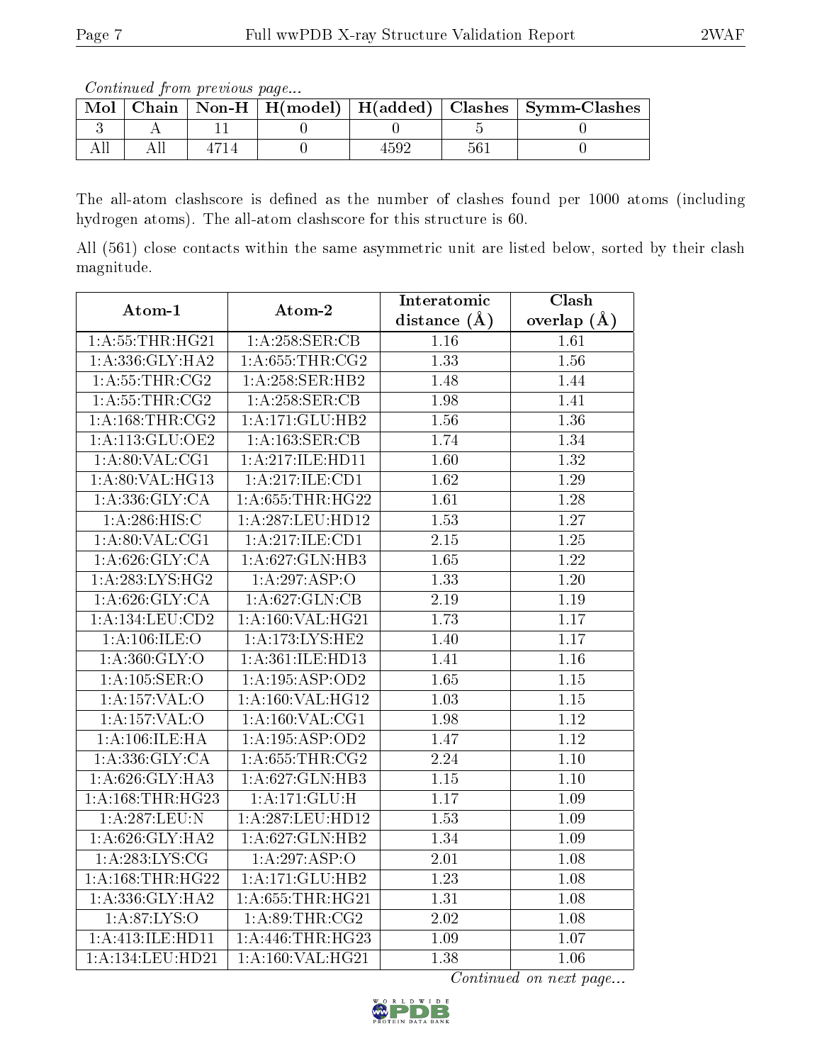*Continued from previous page...*

| Mol | Chain | Non-H | H(model) | H(added) | Clashes | Symm-Clashes |
|---|---|---|---|---|---|---|
| 3 | A | 11 | 0 | 0 | 5 | 0 |
| All | All | 4714 | 0 | 4592 | 561 | 0 |

The all-atom clashscore is defined as the number of clashes found per 1000 atoms (including hydrogen atoms). The all-atom clashscore for this structure is 60.

All (561) close contacts within the same asymmetric unit are listed below, sorted by their clash magnitude.

| Atom-1 | Atom-2 | Interatomic distance (Å) | Clash overlap (Å) |
|---|---|---|---|
| 1:A:55:THR:HG21 | 1:A:258:SER:CB | 1.16 | 1.61 |
| 1:A:336:GLY:HA2 | 1:A:655:THR:CG2 | 1.33 | 1.56 |
| 1:A:55:THR:CG2 | 1:A:258:SER:HB2 | 1.48 | 1.44 |
| 1:A:55:THR:CG2 | 1:A:258:SER:CB | 1.98 | 1.41 |
| 1:A:168:THR:CG2 | 1:A:171:GLU:HB2 | 1.56 | 1.36 |
| 1:A:113:GLU:OE2 | 1:A:163:SER:CB | 1.74 | 1.34 |
| 1:A:80:VAL:CG1 | 1:A:217:ILE:HD11 | 1.60 | 1.32 |
| 1:A:80:VAL:HG13 | 1:A:217:ILE:CD1 | 1.62 | 1.29 |
| 1:A:336:GLY:CA | 1:A:655:THR:HG22 | 1.61 | 1.28 |
| 1:A:286:HIS:C | 1:A:287:LEU:HD12 | 1.53 | 1.27 |
| 1:A:80:VAL:CG1 | 1:A:217:ILE:CD1 | 2.15 | 1.25 |
| 1:A:626:GLY:CA | 1:A:627:GLN:HB3 | 1.65 | 1.22 |
| 1:A:283:LYS:HG2 | 1:A:297:ASP:O | 1.33 | 1.20 |
| 1:A:626:GLY:CA | 1:A:627:GLN:CB | 2.19 | 1.19 |
| 1:A:134:LEU:CD2 | 1:A:160:VAL:HG21 | 1.73 | 1.17 |
| 1:A:106:ILE:O | 1:A:173:LYS:HE2 | 1.40 | 1.17 |
| 1:A:360:GLY:O | 1:A:361:ILE:HD13 | 1.41 | 1.16 |
| 1:A:105:SER:O | 1:A:195:ASP:OD2 | 1.65 | 1.15 |
| 1:A:157:VAL:O | 1:A:160:VAL:HG12 | 1.03 | 1.15 |
| 1:A:157:VAL:O | 1:A:160:VAL:CG1 | 1.98 | 1.12 |
| 1:A:106:ILE:HA | 1:A:195:ASP:OD2 | 1.47 | 1.12 |
| 1:A:336:GLY:CA | 1:A:655:THR:CG2 | 2.24 | 1.10 |
| 1:A:626:GLY:HA3 | 1:A:627:GLN:HB3 | 1.15 | 1.10 |
| 1:A:168:THR:HG23 | 1:A:171:GLU:H | 1.17 | 1.09 |
| 1:A:287:LEU:N | 1:A:287:LEU:HD12 | 1.53 | 1.09 |
| 1:A:626:GLY:HA2 | 1:A:627:GLN:HB2 | 1.34 | 1.09 |
| 1:A:283:LYS:CG | 1:A:297:ASP:O | 2.01 | 1.08 |
| 1:A:168:THR:HG22 | 1:A:171:GLU:HB2 | 1.23 | 1.08 |
| 1:A:336:GLY:HA2 | 1:A:655:THR:HG21 | 1.31 | 1.08 |
| 1:A:87:LYS:O | 1:A:89:THR:CG2 | 2.02 | 1.08 |
| 1:A:413:ILE:HD11 | 1:A:446:THR:HG23 | 1.09 | 1.07 |
| 1:A:134:LEU:HD21 | 1:A:160:VAL:HG21 | 1.38 | 1.06 |

*Continued on next page...*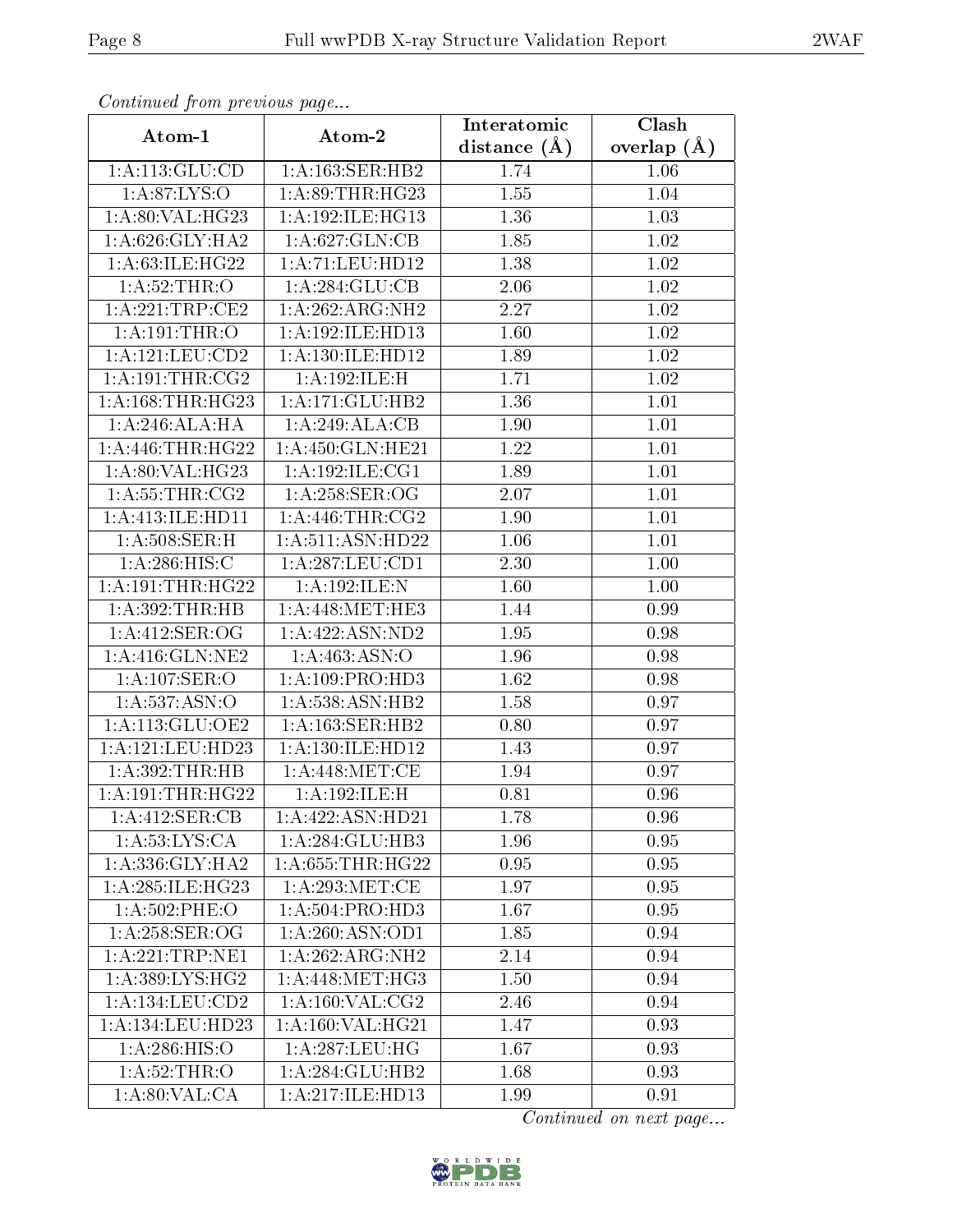*Continued from previous page...*

| Atom-1 | Atom-2 | Interatomic distance (Å) | Clash overlap (Å) |
|---|---|---|---|
| 1:A:113:GLU:CD | 1:A:163:SER:HB2 | 1.74 | 1.06 |
| 1:A:87:LYS:O | 1:A:89:THR:HG23 | 1.55 | 1.04 |
| 1:A:80:VAL:HG23 | 1:A:192:ILE:HG13 | 1.36 | 1.03 |
| 1:A:626:GLY:HA2 | 1:A:627:GLN:CB | 1.85 | 1.02 |
| 1:A:63:ILE:HG22 | 1:A:71:LEU:HD12 | 1.38 | 1.02 |
| 1:A:52:THR:O | 1:A:284:GLU:CB | 2.06 | 1.02 |
| 1:A:221:TRP:CE2 | 1:A:262:ARG:NH2 | 2.27 | 1.02 |
| 1:A:191:THR:O | 1:A:192:ILE:HD13 | 1.60 | 1.02 |
| 1:A:121:LEU:CD2 | 1:A:130:ILE:HD12 | 1.89 | 1.02 |
| 1:A:191:THR:CG2 | 1:A:192:ILE:H | 1.71 | 1.02 |
| 1:A:168:THR:HG23 | 1:A:171:GLU:HB2 | 1.36 | 1.01 |
| 1:A:246:ALA:HA | 1:A:249:ALA:CB | 1.90 | 1.01 |
| 1:A:446:THR:HG22 | 1:A:450:GLN:HE21 | 1.22 | 1.01 |
| 1:A:80:VAL:HG23 | 1:A:192:ILE:CG1 | 1.89 | 1.01 |
| 1:A:55:THR:CG2 | 1:A:258:SER:OG | 2.07 | 1.01 |
| 1:A:413:ILE:HD11 | 1:A:446:THR:CG2 | 1.90 | 1.01 |
| 1:A:508:SER:H | 1:A:511:ASN:HD22 | 1.06 | 1.01 |
| 1:A:286:HIS:C | 1:A:287:LEU:CD1 | 2.30 | 1.00 |
| 1:A:191:THR:HG22 | 1:A:192:ILE:N | 1.60 | 1.00 |
| 1:A:392:THR:HB | 1:A:448:MET:HE3 | 1.44 | 0.99 |
| 1:A:412:SER:OG | 1:A:422:ASN:ND2 | 1.95 | 0.98 |
| 1:A:416:GLN:NE2 | 1:A:463:ASN:O | 1.96 | 0.98 |
| 1:A:107:SER:O | 1:A:109:PRO:HD3 | 1.62 | 0.98 |
| 1:A:537:ASN:O | 1:A:538:ASN:HB2 | 1.58 | 0.97 |
| 1:A:113:GLU:OE2 | 1:A:163:SER:HB2 | 0.80 | 0.97 |
| 1:A:121:LEU:HD23 | 1:A:130:ILE:HD12 | 1.43 | 0.97 |
| 1:A:392:THR:HB | 1:A:448:MET:CE | 1.94 | 0.97 |
| 1:A:191:THR:HG22 | 1:A:192:ILE:H | 0.81 | 0.96 |
| 1:A:412:SER:CB | 1:A:422:ASN:HD21 | 1.78 | 0.96 |
| 1:A:53:LYS:CA | 1:A:284:GLU:HB3 | 1.96 | 0.95 |
| 1:A:336:GLY:HA2 | 1:A:655:THR:HG22 | 0.95 | 0.95 |
| 1:A:285:ILE:HG23 | 1:A:293:MET:CE | 1.97 | 0.95 |
| 1:A:502:PHE:O | 1:A:504:PRO:HD3 | 1.67 | 0.95 |
| 1:A:258:SER:OG | 1:A:260:ASN:OD1 | 1.85 | 0.94 |
| 1:A:221:TRP:NE1 | 1:A:262:ARG:NH2 | 2.14 | 0.94 |
| 1:A:389:LYS:HG2 | 1:A:448:MET:HG3 | 1.50 | 0.94 |
| 1:A:134:LEU:CD2 | 1:A:160:VAL:CG2 | 2.46 | 0.94 |
| 1:A:134:LEU:HD23 | 1:A:160:VAL:HG21 | 1.47 | 0.93 |
| 1:A:286:HIS:O | 1:A:287:LEU:HG | 1.67 | 0.93 |
| 1:A:52:THR:O | 1:A:284:GLU:HB2 | 1.68 | 0.93 |
| 1:A:80:VAL:CA | 1:A:217:ILE:HD13 | 1.99 | 0.91 |

*Continued on next page...*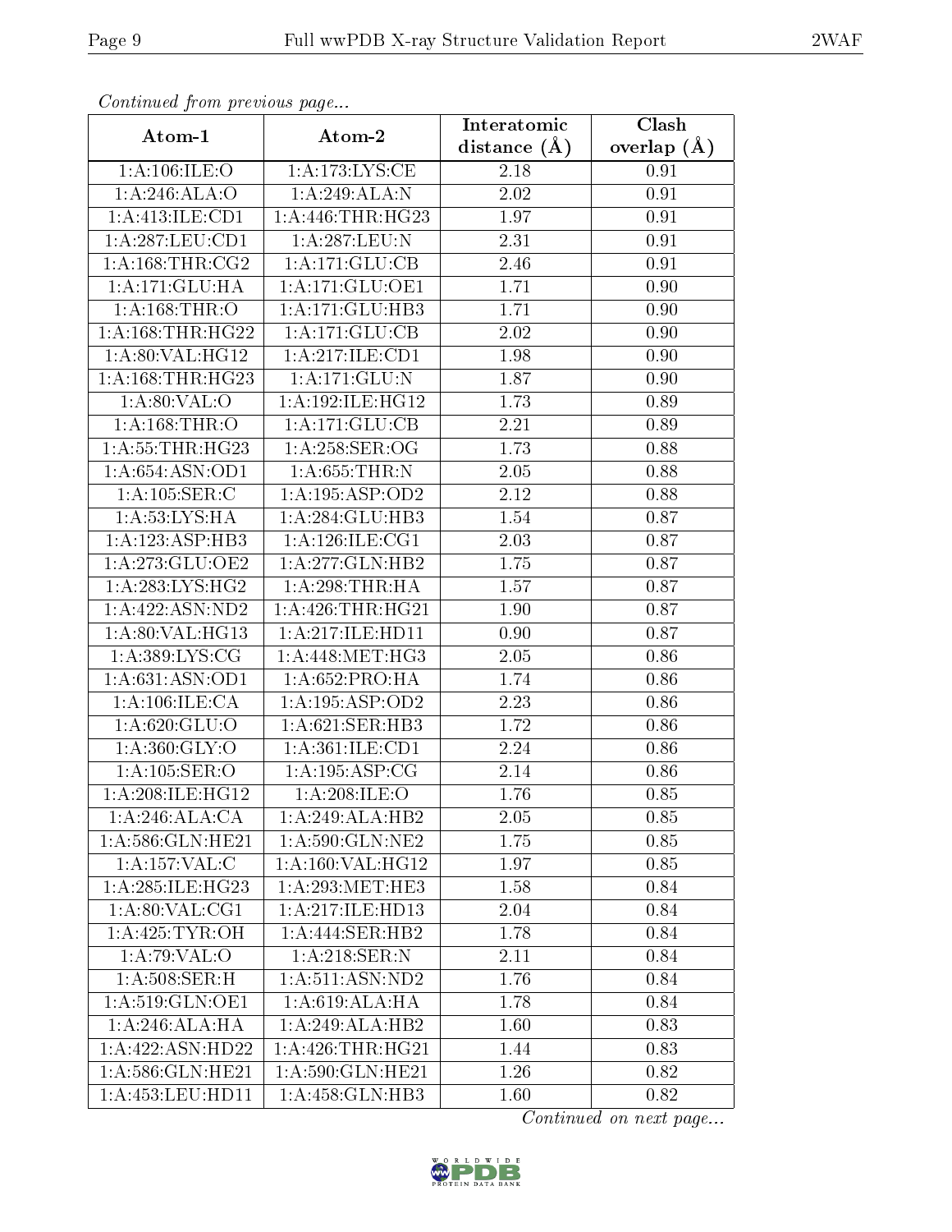*Continued from previous page...*

| Atom-1 | Atom-2 | Interatomic distance (Å) | Clash overlap (Å) |
|---|---|---|---|
| 1:A:106:ILE:O | 1:A:173:LYS:CE | 2.18 | 0.91 |
| 1:A:246:ALA:O | 1:A:249:ALA:N | 2.02 | 0.91 |
| 1:A:413:ILE:CD1 | 1:A:446:THR:HG23 | 1.97 | 0.91 |
| 1:A:287:LEU:CD1 | 1:A:287:LEU:N | 2.31 | 0.91 |
| 1:A:168:THR:CG2 | 1:A:171:GLU:CB | 2.46 | 0.91 |
| 1:A:171:GLU:HA | 1:A:171:GLU:OE1 | 1.71 | 0.90 |
| 1:A:168:THR:O | 1:A:171:GLU:HB3 | 1.71 | 0.90 |
| 1:A:168:THR:HG22 | 1:A:171:GLU:CB | 2.02 | 0.90 |
| 1:A:80:VAL:HG12 | 1:A:217:ILE:CD1 | 1.98 | 0.90 |
| 1:A:168:THR:HG23 | 1:A:171:GLU:N | 1.87 | 0.90 |
| 1:A:80:VAL:O | 1:A:192:ILE:HG12 | 1.73 | 0.89 |
| 1:A:168:THR:O | 1:A:171:GLU:CB | 2.21 | 0.89 |
| 1:A:55:THR:HG23 | 1:A:258:SER:OG | 1.73 | 0.88 |
| 1:A:654:ASN:OD1 | 1:A:655:THR:N | 2.05 | 0.88 |
| 1:A:105:SER:C | 1:A:195:ASP:OD2 | 2.12 | 0.88 |
| 1:A:53:LYS:HA | 1:A:284:GLU:HB3 | 1.54 | 0.87 |
| 1:A:123:ASP:HB3 | 1:A:126:ILE:CG1 | 2.03 | 0.87 |
| 1:A:273:GLU:OE2 | 1:A:277:GLN:HB2 | 1.75 | 0.87 |
| 1:A:283:LYS:HG2 | 1:A:298:THR:HA | 1.57 | 0.87 |
| 1:A:422:ASN:ND2 | 1:A:426:THR:HG21 | 1.90 | 0.87 |
| 1:A:80:VAL:HG13 | 1:A:217:ILE:HD11 | 0.90 | 0.87 |
| 1:A:389:LYS:CG | 1:A:448:MET:HG3 | 2.05 | 0.86 |
| 1:A:631:ASN:OD1 | 1:A:652:PRO:HA | 1.74 | 0.86 |
| 1:A:106:ILE:CA | 1:A:195:ASP:OD2 | 2.23 | 0.86 |
| 1:A:620:GLU:O | 1:A:621:SER:HB3 | 1.72 | 0.86 |
| 1:A:360:GLY:O | 1:A:361:ILE:CD1 | 2.24 | 0.86 |
| 1:A:105:SER:O | 1:A:195:ASP:CG | 2.14 | 0.86 |
| 1:A:208:ILE:HG12 | 1:A:208:ILE:O | 1.76 | 0.85 |
| 1:A:246:ALA:CA | 1:A:249:ALA:HB2 | 2.05 | 0.85 |
| 1:A:586:GLN:HE21 | 1:A:590:GLN:NE2 | 1.75 | 0.85 |
| 1:A:157:VAL:C | 1:A:160:VAL:HG12 | 1.97 | 0.85 |
| 1:A:285:ILE:HG23 | 1:A:293:MET:HE3 | 1.58 | 0.84 |
| 1:A:80:VAL:CG1 | 1:A:217:ILE:HD13 | 2.04 | 0.84 |
| 1:A:425:TYR:OH | 1:A:444:SER:HB2 | 1.78 | 0.84 |
| 1:A:79:VAL:O | 1:A:218:SER:N | 2.11 | 0.84 |
| 1:A:508:SER:H | 1:A:511:ASN:ND2 | 1.76 | 0.84 |
| 1:A:519:GLN:OE1 | 1:A:619:ALA:HA | 1.78 | 0.84 |
| 1:A:246:ALA:HA | 1:A:249:ALA:HB2 | 1.60 | 0.83 |
| 1:A:422:ASN:HD22 | 1:A:426:THR:HG21 | 1.44 | 0.83 |
| 1:A:586:GLN:HE21 | 1:A:590:GLN:HE21 | 1.26 | 0.82 |
| 1:A:453:LEU:HD11 | 1:A:458:GLN:HB3 | 1.60 | 0.82 |

*Continued on next page...*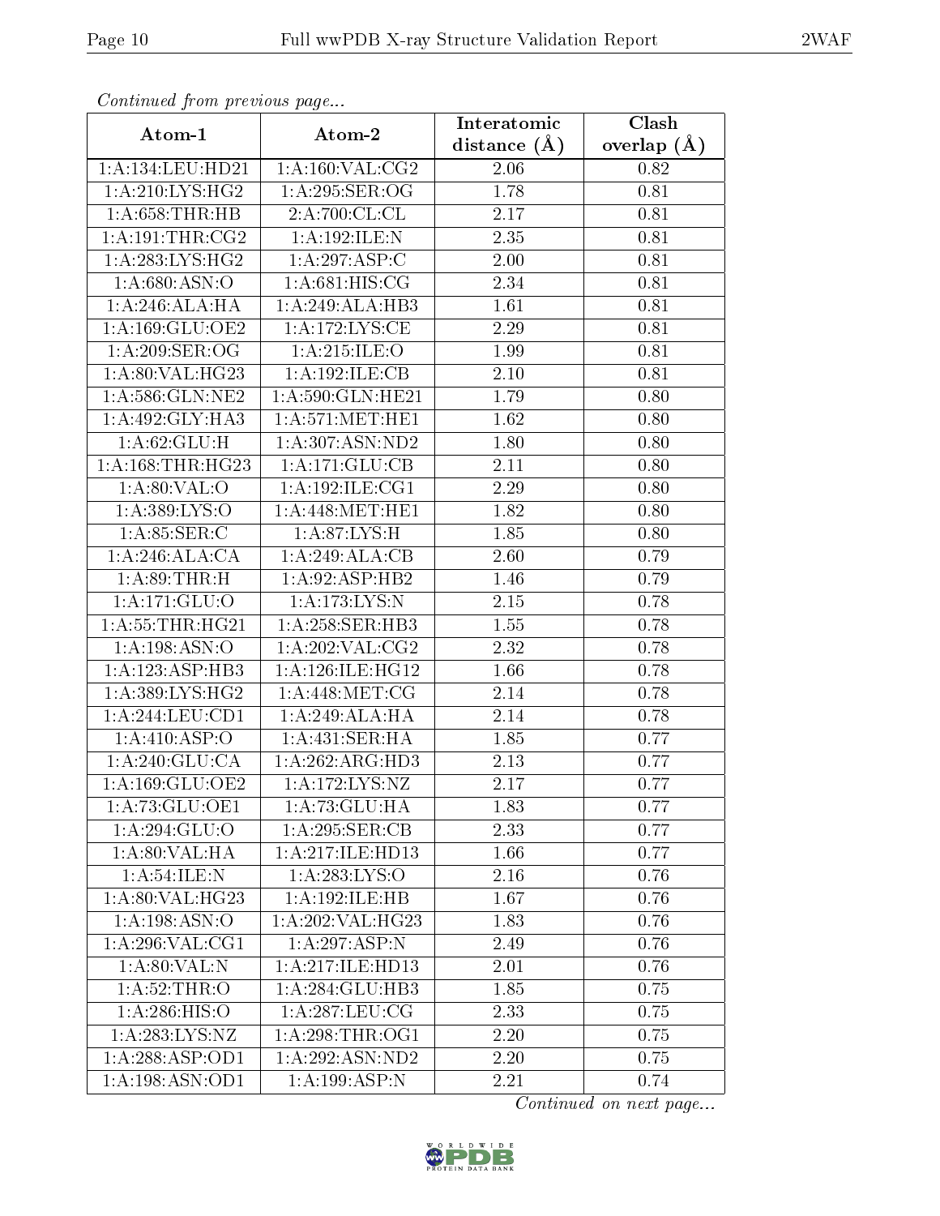*Continued from previous page...*

| Atom-1 | Atom-2 | Interatomic distance (Å) | Clash overlap (Å) |
| --- | --- | --- | --- |
| 1:A:134:LEU:HD21 | 1:A:160:VAL:CG2 | 2.06 | 0.82 |
| 1:A:210:LYS:HG2 | 1:A:295:SER:OG | 1.78 | 0.81 |
| 1:A:658:THR:HB | 2:A:700:CL:CL | 2.17 | 0.81 |
| 1:A:191:THR:CG2 | 1:A:192:ILE:N | 2.35 | 0.81 |
| 1:A:283:LYS:HG2 | 1:A:297:ASP:C | 2.00 | 0.81 |
| 1:A:680:ASN:O | 1:A:681:HIS:CG | 2.34 | 0.81 |
| 1:A:246:ALA:HA | 1:A:249:ALA:HB3 | 1.61 | 0.81 |
| 1:A:169:GLU:OE2 | 1:A:172:LYS:CE | 2.29 | 0.81 |
| 1:A:209:SER:OG | 1:A:215:ILE:O | 1.99 | 0.81 |
| 1:A:80:VAL:HG23 | 1:A:192:ILE:CB | 2.10 | 0.81 |
| 1:A:586:GLN:NE2 | 1:A:590:GLN:HE21 | 1.79 | 0.80 |
| 1:A:492:GLY:HA3 | 1:A:571:MET:HE1 | 1.62 | 0.80 |
| 1:A:62:GLU:H | 1:A:307:ASN:ND2 | 1.80 | 0.80 |
| 1:A:168:THR:HG23 | 1:A:171:GLU:CB | 2.11 | 0.80 |
| 1:A:80:VAL:O | 1:A:192:ILE:CG1 | 2.29 | 0.80 |
| 1:A:389:LYS:O | 1:A:448:MET:HE1 | 1.82 | 0.80 |
| 1:A:85:SER:C | 1:A:87:LYS:H | 1.85 | 0.80 |
| 1:A:246:ALA:CA | 1:A:249:ALA:CB | 2.60 | 0.79 |
| 1:A:89:THR:H | 1:A:92:ASP:HB2 | 1.46 | 0.79 |
| 1:A:171:GLU:O | 1:A:173:LYS:N | 2.15 | 0.78 |
| 1:A:55:THR:HG21 | 1:A:258:SER:HB3 | 1.55 | 0.78 |
| 1:A:198:ASN:O | 1:A:202:VAL:CG2 | 2.32 | 0.78 |
| 1:A:123:ASP:HB3 | 1:A:126:ILE:HG12 | 1.66 | 0.78 |
| 1:A:389:LYS:HG2 | 1:A:448:MET:CG | 2.14 | 0.78 |
| 1:A:244:LEU:CD1 | 1:A:249:ALA:HA | 2.14 | 0.78 |
| 1:A:410:ASP:O | 1:A:431:SER:HA | 1.85 | 0.77 |
| 1:A:240:GLU:CA | 1:A:262:ARG:HD3 | 2.13 | 0.77 |
| 1:A:169:GLU:OE2 | 1:A:172:LYS:NZ | 2.17 | 0.77 |
| 1:A:73:GLU:OE1 | 1:A:73:GLU:HA | 1.83 | 0.77 |
| 1:A:294:GLU:O | 1:A:295:SER:CB | 2.33 | 0.77 |
| 1:A:80:VAL:HA | 1:A:217:ILE:HD13 | 1.66 | 0.77 |
| 1:A:54:ILE:N | 1:A:283:LYS:O | 2.16 | 0.76 |
| 1:A:80:VAL:HG23 | 1:A:192:ILE:HB | 1.67 | 0.76 |
| 1:A:198:ASN:O | 1:A:202:VAL:HG23 | 1.83 | 0.76 |
| 1:A:296:VAL:CG1 | 1:A:297:ASP:N | 2.49 | 0.76 |
| 1:A:80:VAL:N | 1:A:217:ILE:HD13 | 2.01 | 0.76 |
| 1:A:52:THR:O | 1:A:284:GLU:HB3 | 1.85 | 0.75 |
| 1:A:286:HIS:O | 1:A:287:LEU:CG | 2.33 | 0.75 |
| 1:A:283:LYS:NZ | 1:A:298:THR:OG1 | 2.20 | 0.75 |
| 1:A:288:ASP:OD1 | 1:A:292:ASN:ND2 | 2.20 | 0.75 |
| 1:A:198:ASN:OD1 | 1:A:199:ASP:N | 2.21 | 0.74 |

*Continued on next page...*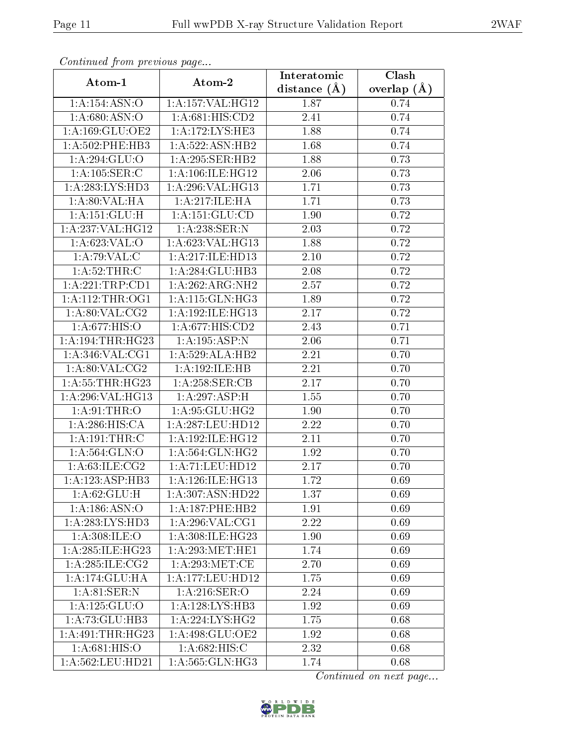*Continued from previous page...*

| Atom-1 | Atom-2 | Interatomic distance (Å) | Clash overlap (Å) |
|---|---|---|---|
| 1:A:154:ASN:O | 1:A:157:VAL:HG12 | 1.87 | 0.74 |
| 1:A:680:ASN:O | 1:A:681:HIS:CD2 | 2.41 | 0.74 |
| 1:A:169:GLU:OE2 | 1:A:172:LYS:HE3 | 1.88 | 0.74 |
| 1:A:502:PHE:HB3 | 1:A:522:ASN:HB2 | 1.68 | 0.74 |
| 1:A:294:GLU:O | 1:A:295:SER:HB2 | 1.88 | 0.73 |
| 1:A:105:SER:C | 1:A:106:ILE:HG12 | 2.06 | 0.73 |
| 1:A:283:LYS:HD3 | 1:A:296:VAL:HG13 | 1.71 | 0.73 |
| 1:A:80:VAL:HA | 1:A:217:ILE:HA | 1.71 | 0.73 |
| 1:A:151:GLU:H | 1:A:151:GLU:CD | 1.90 | 0.72 |
| 1:A:237:VAL:HG12 | 1:A:238:SER:N | 2.03 | 0.72 |
| 1:A:623:VAL:O | 1:A:623:VAL:HG13 | 1.88 | 0.72 |
| 1:A:79:VAL:C | 1:A:217:ILE:HD13 | 2.10 | 0.72 |
| 1:A:52:THR:C | 1:A:284:GLU:HB3 | 2.08 | 0.72 |
| 1:A:221:TRP:CD1 | 1:A:262:ARG:NH2 | 2.57 | 0.72 |
| 1:A:112:THR:OG1 | 1:A:115:GLN:HG3 | 1.89 | 0.72 |
| 1:A:80:VAL:CG2 | 1:A:192:ILE:HG13 | 2.17 | 0.72 |
| 1:A:677:HIS:O | 1:A:677:HIS:CD2 | 2.43 | 0.71 |
| 1:A:194:THR:HG23 | 1:A:195:ASP:N | 2.06 | 0.71 |
| 1:A:346:VAL:CG1 | 1:A:529:ALA:HB2 | 2.21 | 0.70 |
| 1:A:80:VAL:CG2 | 1:A:192:ILE:HB | 2.21 | 0.70 |
| 1:A:55:THR:HG23 | 1:A:258:SER:CB | 2.17 | 0.70 |
| 1:A:296:VAL:HG13 | 1:A:297:ASP:H | 1.55 | 0.70 |
| 1:A:91:THR:O | 1:A:95:GLU:HG2 | 1.90 | 0.70 |
| 1:A:286:HIS:CA | 1:A:287:LEU:HD12 | 2.22 | 0.70 |
| 1:A:191:THR:C | 1:A:192:ILE:HG12 | 2.11 | 0.70 |
| 1:A:564:GLN:O | 1:A:564:GLN:HG2 | 1.92 | 0.70 |
| 1:A:63:ILE:CG2 | 1:A:71:LEU:HD12 | 2.17 | 0.70 |
| 1:A:123:ASP:HB3 | 1:A:126:ILE:HG13 | 1.72 | 0.69 |
| 1:A:62:GLU:H | 1:A:307:ASN:HD22 | 1.37 | 0.69 |
| 1:A:186:ASN:O | 1:A:187:PHE:HB2 | 1.91 | 0.69 |
| 1:A:283:LYS:HD3 | 1:A:296:VAL:CG1 | 2.22 | 0.69 |
| 1:A:308:ILE:O | 1:A:308:ILE:HG23 | 1.90 | 0.69 |
| 1:A:285:ILE:HG23 | 1:A:293:MET:HE1 | 1.74 | 0.69 |
| 1:A:285:ILE:CG2 | 1:A:293:MET:CE | 2.70 | 0.69 |
| 1:A:174:GLU:HA | 1:A:177:LEU:HD12 | 1.75 | 0.69 |
| 1:A:81:SER:N | 1:A:216:SER:O | 2.24 | 0.69 |
| 1:A:125:GLU:O | 1:A:128:LYS:HB3 | 1.92 | 0.69 |
| 1:A:73:GLU:HB3 | 1:A:224:LYS:HG2 | 1.75 | 0.68 |
| 1:A:491:THR:HG23 | 1:A:498:GLU:OE2 | 1.92 | 0.68 |
| 1:A:681:HIS:O | 1:A:682:HIS:C | 2.32 | 0.68 |
| 1:A:562:LEU:HD21 | 1:A:565:GLN:HG3 | 1.74 | 0.68 |

*Continued on next page...*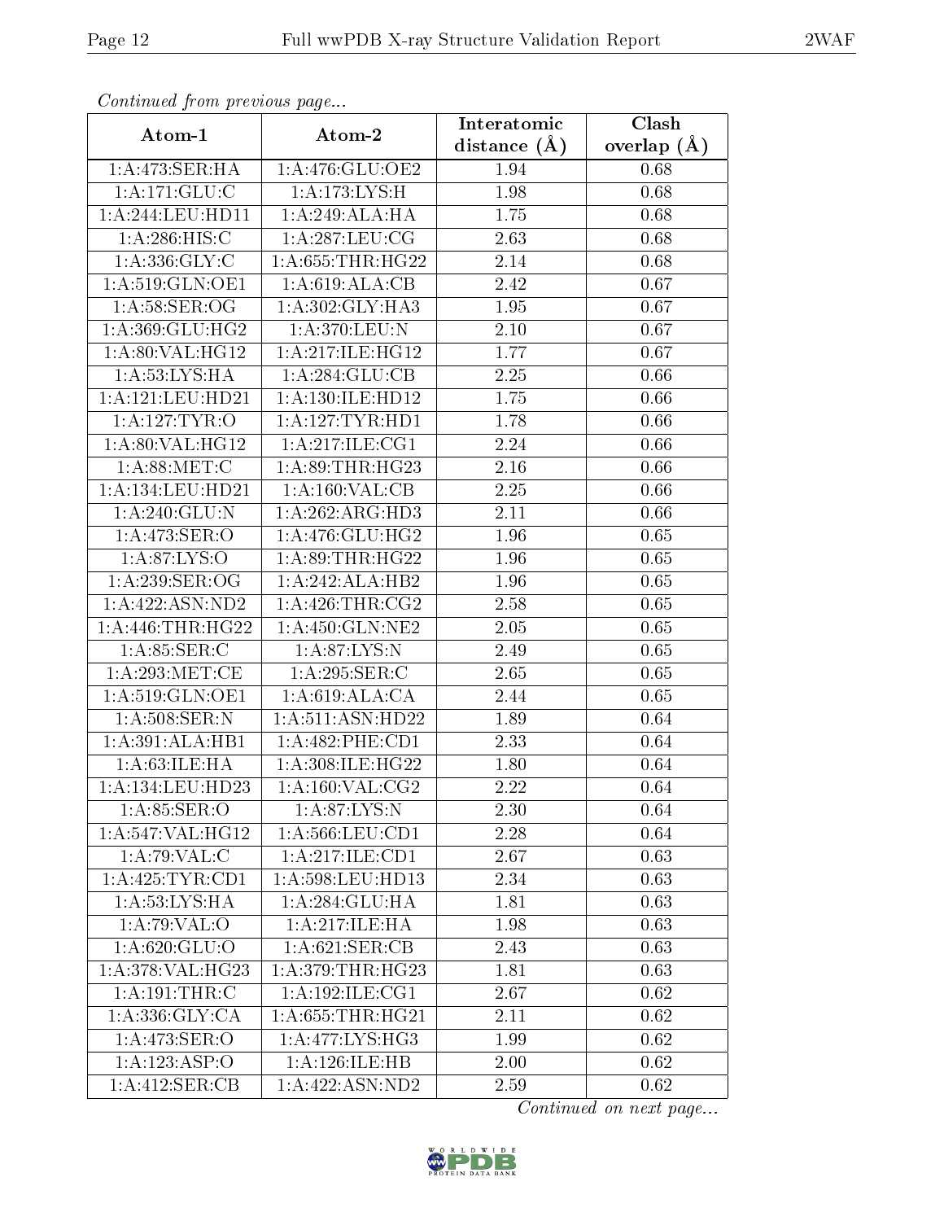*Continued from previous page...*

| Atom-1 | Atom-2 | Interatomic distance (Å) | Clash overlap (Å) |
|---|---|---|---|
| 1:A:473:SER:HA | 1:A:476:GLU:OE2 | 1.94 | 0.68 |
| 1:A:171:GLU:C | 1:A:173:LYS:H | 1.98 | 0.68 |
| 1:A:244:LEU:HD11 | 1:A:249:ALA:HA | 1.75 | 0.68 |
| 1:A:286:HIS:C | 1:A:287:LEU:CG | 2.63 | 0.68 |
| 1:A:336:GLY:C | 1:A:655:THR:HG22 | 2.14 | 0.68 |
| 1:A:519:GLN:OE1 | 1:A:619:ALA:CB | 2.42 | 0.67 |
| 1:A:58:SER:OG | 1:A:302:GLY:HA3 | 1.95 | 0.67 |
| 1:A:369:GLU:HG2 | 1:A:370:LEU:N | 2.10 | 0.67 |
| 1:A:80:VAL:HG12 | 1:A:217:ILE:HG12 | 1.77 | 0.67 |
| 1:A:53:LYS:HA | 1:A:284:GLU:CB | 2.25 | 0.66 |
| 1:A:121:LEU:HD21 | 1:A:130:ILE:HD12 | 1.75 | 0.66 |
| 1:A:127:TYR:O | 1:A:127:TYR:HD1 | 1.78 | 0.66 |
| 1:A:80:VAL:HG12 | 1:A:217:ILE:CG1 | 2.24 | 0.66 |
| 1:A:88:MET:C | 1:A:89:THR:HG23 | 2.16 | 0.66 |
| 1:A:134:LEU:HD21 | 1:A:160:VAL:CB | 2.25 | 0.66 |
| 1:A:240:GLU:N | 1:A:262:ARG:HD3 | 2.11 | 0.66 |
| 1:A:473:SER:O | 1:A:476:GLU:HG2 | 1.96 | 0.65 |
| 1:A:87:LYS:O | 1:A:89:THR:HG22 | 1.96 | 0.65 |
| 1:A:239:SER:OG | 1:A:242:ALA:HB2 | 1.96 | 0.65 |
| 1:A:422:ASN:ND2 | 1:A:426:THR:CG2 | 2.58 | 0.65 |
| 1:A:446:THR:HG22 | 1:A:450:GLN:NE2 | 2.05 | 0.65 |
| 1:A:85:SER:C | 1:A:87:LYS:N | 2.49 | 0.65 |
| 1:A:293:MET:CE | 1:A:295:SER:C | 2.65 | 0.65 |
| 1:A:519:GLN:OE1 | 1:A:619:ALA:CA | 2.44 | 0.65 |
| 1:A:508:SER:N | 1:A:511:ASN:HD22 | 1.89 | 0.64 |
| 1:A:391:ALA:HB1 | 1:A:482:PHE:CD1 | 2.33 | 0.64 |
| 1:A:63:ILE:HA | 1:A:308:ILE:HG22 | 1.80 | 0.64 |
| 1:A:134:LEU:HD23 | 1:A:160:VAL:CG2 | 2.22 | 0.64 |
| 1:A:85:SER:O | 1:A:87:LYS:N | 2.30 | 0.64 |
| 1:A:547:VAL:HG12 | 1:A:566:LEU:CD1 | 2.28 | 0.64 |
| 1:A:79:VAL:C | 1:A:217:ILE:CD1 | 2.67 | 0.63 |
| 1:A:425:TYR:CD1 | 1:A:598:LEU:HD13 | 2.34 | 0.63 |
| 1:A:53:LYS:HA | 1:A:284:GLU:HA | 1.81 | 0.63 |
| 1:A:79:VAL:O | 1:A:217:ILE:HA | 1.98 | 0.63 |
| 1:A:620:GLU:O | 1:A:621:SER:CB | 2.43 | 0.63 |
| 1:A:378:VAL:HG23 | 1:A:379:THR:HG23 | 1.81 | 0.63 |
| 1:A:191:THR:C | 1:A:192:ILE:CG1 | 2.67 | 0.62 |
| 1:A:336:GLY:CA | 1:A:655:THR:HG21 | 2.11 | 0.62 |
| 1:A:473:SER:O | 1:A:477:LYS:HG3 | 1.99 | 0.62 |
| 1:A:123:ASP:O | 1:A:126:ILE:HB | 2.00 | 0.62 |
| 1:A:412:SER:CB | 1:A:422:ASN:ND2 | 2.59 | 0.62 |

*Continued on next page...*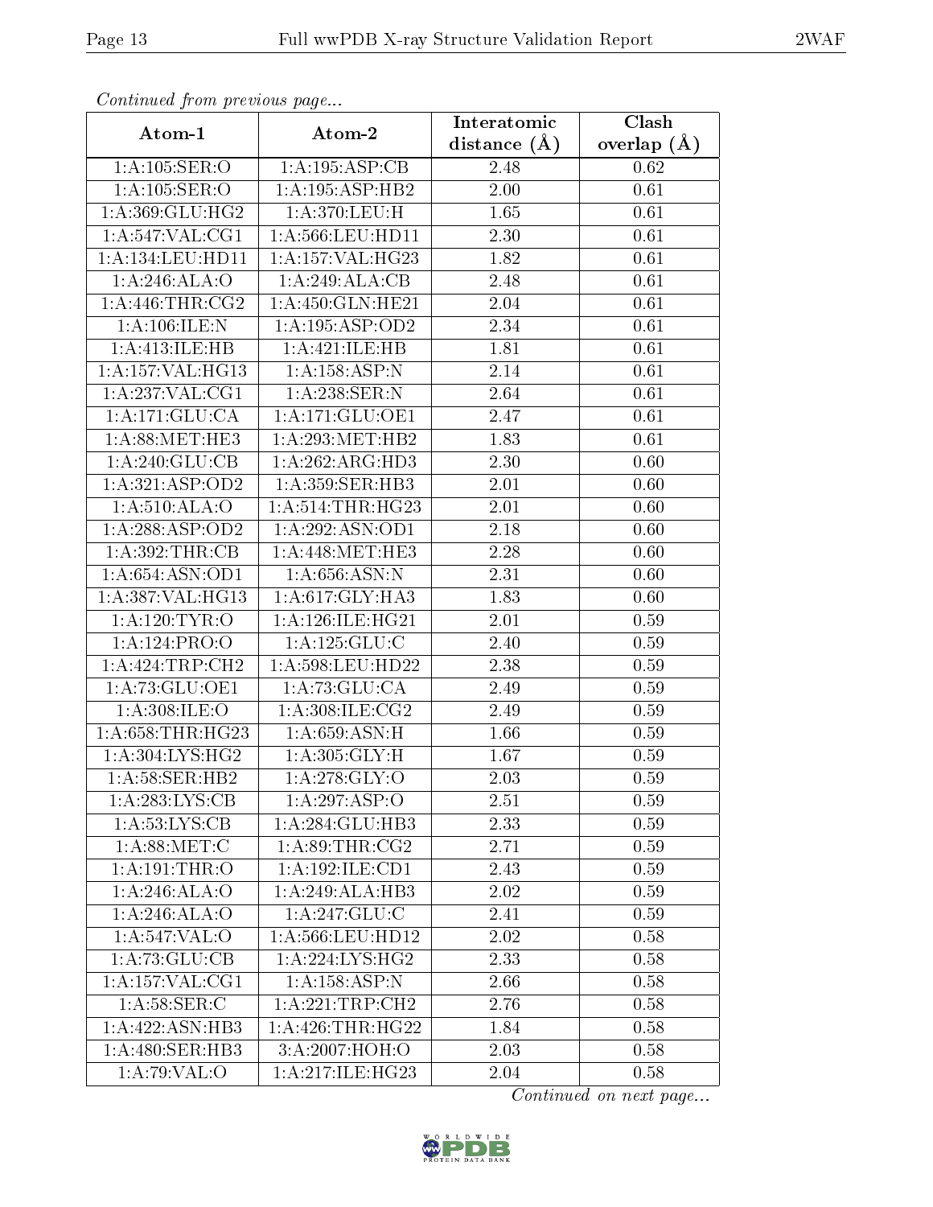*Continued from previous page...*

| Atom-1 | Atom-2 | Interatomic distance (Å) | Clash overlap (Å) |
|---|---|---|---|
| 1:A:105:SER:O | 1:A:195:ASP:CB | 2.48 | 0.62 |
| 1:A:105:SER:O | 1:A:195:ASP:HB2 | 2.00 | 0.61 |
| 1:A:369:GLU:HG2 | 1:A:370:LEU:H | 1.65 | 0.61 |
| 1:A:547:VAL:CG1 | 1:A:566:LEU:HD11 | 2.30 | 0.61 |
| 1:A:134:LEU:HD11 | 1:A:157:VAL:HG23 | 1.82 | 0.61 |
| 1:A:246:ALA:O | 1:A:249:ALA:CB | 2.48 | 0.61 |
| 1:A:446:THR:CG2 | 1:A:450:GLN:HE21 | 2.04 | 0.61 |
| 1:A:106:ILE:N | 1:A:195:ASP:OD2 | 2.34 | 0.61 |
| 1:A:413:ILE:HB | 1:A:421:ILE:HB | 1.81 | 0.61 |
| 1:A:157:VAL:HG13 | 1:A:158:ASP:N | 2.14 | 0.61 |
| 1:A:237:VAL:CG1 | 1:A:238:SER:N | 2.64 | 0.61 |
| 1:A:171:GLU:CA | 1:A:171:GLU:OE1 | 2.47 | 0.61 |
| 1:A:88:MET:HE3 | 1:A:293:MET:HB2 | 1.83 | 0.61 |
| 1:A:240:GLU:CB | 1:A:262:ARG:HD3 | 2.30 | 0.60 |
| 1:A:321:ASP:OD2 | 1:A:359:SER:HB3 | 2.01 | 0.60 |
| 1:A:510:ALA:O | 1:A:514:THR:HG23 | 2.01 | 0.60 |
| 1:A:288:ASP:OD2 | 1:A:292:ASN:OD1 | 2.18 | 0.60 |
| 1:A:392:THR:CB | 1:A:448:MET:HE3 | 2.28 | 0.60 |
| 1:A:654:ASN:OD1 | 1:A:656:ASN:N | 2.31 | 0.60 |
| 1:A:387:VAL:HG13 | 1:A:617:GLY:HA3 | 1.83 | 0.60 |
| 1:A:120:TYR:O | 1:A:126:ILE:HG21 | 2.01 | 0.59 |
| 1:A:124:PRO:O | 1:A:125:GLU:C | 2.40 | 0.59 |
| 1:A:424:TRP:CH2 | 1:A:598:LEU:HD22 | 2.38 | 0.59 |
| 1:A:73:GLU:OE1 | 1:A:73:GLU:CA | 2.49 | 0.59 |
| 1:A:308:ILE:O | 1:A:308:ILE:CG2 | 2.49 | 0.59 |
| 1:A:658:THR:HG23 | 1:A:659:ASN:H | 1.66 | 0.59 |
| 1:A:304:LYS:HG2 | 1:A:305:GLY:H | 1.67 | 0.59 |
| 1:A:58:SER:HB2 | 1:A:278:GLY:O | 2.03 | 0.59 |
| 1:A:283:LYS:CB | 1:A:297:ASP:O | 2.51 | 0.59 |
| 1:A:53:LYS:CB | 1:A:284:GLU:HB3 | 2.33 | 0.59 |
| 1:A:88:MET:C | 1:A:89:THR:CG2 | 2.71 | 0.59 |
| 1:A:191:THR:O | 1:A:192:ILE:CD1 | 2.43 | 0.59 |
| 1:A:246:ALA:O | 1:A:249:ALA:HB3 | 2.02 | 0.59 |
| 1:A:246:ALA:O | 1:A:247:GLU:C | 2.41 | 0.59 |
| 1:A:547:VAL:O | 1:A:566:LEU:HD12 | 2.02 | 0.58 |
| 1:A:73:GLU:CB | 1:A:224:LYS:HG2 | 2.33 | 0.58 |
| 1:A:157:VAL:CG1 | 1:A:158:ASP:N | 2.66 | 0.58 |
| 1:A:58:SER:C | 1:A:221:TRP:CH2 | 2.76 | 0.58 |
| 1:A:422:ASN:HB3 | 1:A:426:THR:HG22 | 1.84 | 0.58 |
| 1:A:480:SER:HB3 | 3:A:2007:HOH:O | 2.03 | 0.58 |
| 1:A:79:VAL:O | 1:A:217:ILE:HG23 | 2.04 | 0.58 |

*Continued on next page...*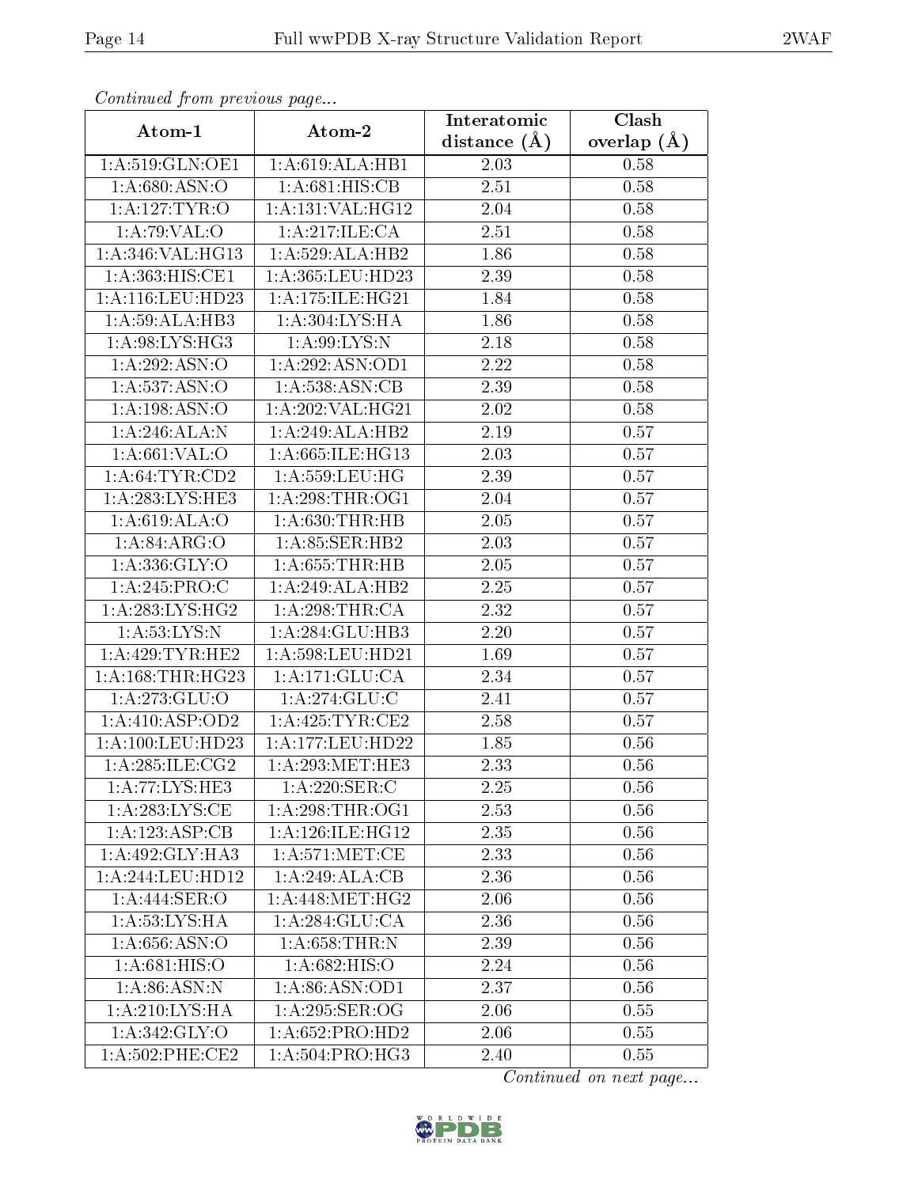*Continued from previous page...*

| Atom-1 | Atom-2 | Interatomic distance (Å) | Clash overlap (Å) |
|---|---|---|---|
| 1:A:519:GLN:OE1 | 1:A:619:ALA:HB1 | 2.03 | 0.58 |
| 1:A:680:ASN:O | 1:A:681:HIS:CB | 2.51 | 0.58 |
| 1:A:127:TYR:O | 1:A:131:VAL:HG12 | 2.04 | 0.58 |
| 1:A:79:VAL:O | 1:A:217:ILE:CA | 2.51 | 0.58 |
| 1:A:346:VAL:HG13 | 1:A:529:ALA:HB2 | 1.86 | 0.58 |
| 1:A:363:HIS:CE1 | 1:A:365:LEU:HD23 | 2.39 | 0.58 |
| 1:A:116:LEU:HD23 | 1:A:175:ILE:HG21 | 1.84 | 0.58 |
| 1:A:59:ALA:HB3 | 1:A:304:LYS:HA | 1.86 | 0.58 |
| 1:A:98:LYS:HG3 | 1:A:99:LYS:N | 2.18 | 0.58 |
| 1:A:292:ASN:O | 1:A:292:ASN:OD1 | 2.22 | 0.58 |
| 1:A:537:ASN:O | 1:A:538:ASN:CB | 2.39 | 0.58 |
| 1:A:198:ASN:O | 1:A:202:VAL:HG21 | 2.02 | 0.58 |
| 1:A:246:ALA:N | 1:A:249:ALA:HB2 | 2.19 | 0.57 |
| 1:A:661:VAL:O | 1:A:665:ILE:HG13 | 2.03 | 0.57 |
| 1:A:64:TYR:CD2 | 1:A:559:LEU:HG | 2.39 | 0.57 |
| 1:A:283:LYS:HE3 | 1:A:298:THR:OG1 | 2.04 | 0.57 |
| 1:A:619:ALA:O | 1:A:630:THR:HB | 2.05 | 0.57 |
| 1:A:84:ARG:O | 1:A:85:SER:HB2 | 2.03 | 0.57 |
| 1:A:336:GLY:O | 1:A:655:THR:HB | 2.05 | 0.57 |
| 1:A:245:PRO:C | 1:A:249:ALA:HB2 | 2.25 | 0.57 |
| 1:A:283:LYS:HG2 | 1:A:298:THR:CA | 2.32 | 0.57 |
| 1:A:53:LYS:N | 1:A:284:GLU:HB3 | 2.20 | 0.57 |
| 1:A:429:TYR:HE2 | 1:A:598:LEU:HD21 | 1.69 | 0.57 |
| 1:A:168:THR:HG23 | 1:A:171:GLU:CA | 2.34 | 0.57 |
| 1:A:273:GLU:O | 1:A:274:GLU:C | 2.41 | 0.57 |
| 1:A:410:ASP:OD2 | 1:A:425:TYR:CE2 | 2.58 | 0.57 |
| 1:A:100:LEU:HD23 | 1:A:177:LEU:HD22 | 1.85 | 0.56 |
| 1:A:285:ILE:CG2 | 1:A:293:MET:HE3 | 2.33 | 0.56 |
| 1:A:77:LYS:HE3 | 1:A:220:SER:C | 2.25 | 0.56 |
| 1:A:283:LYS:CE | 1:A:298:THR:OG1 | 2.53 | 0.56 |
| 1:A:123:ASP:CB | 1:A:126:ILE:HG12 | 2.35 | 0.56 |
| 1:A:492:GLY:HA3 | 1:A:571:MET:CE | 2.33 | 0.56 |
| 1:A:244:LEU:HD12 | 1:A:249:ALA:CB | 2.36 | 0.56 |
| 1:A:444:SER:O | 1:A:448:MET:HG2 | 2.06 | 0.56 |
| 1:A:53:LYS:HA | 1:A:284:GLU:CA | 2.36 | 0.56 |
| 1:A:656:ASN:O | 1:A:658:THR:N | 2.39 | 0.56 |
| 1:A:681:HIS:O | 1:A:682:HIS:O | 2.24 | 0.56 |
| 1:A:86:ASN:N | 1:A:86:ASN:OD1 | 2.37 | 0.56 |
| 1:A:210:LYS:HA | 1:A:295:SER:OG | 2.06 | 0.55 |
| 1:A:342:GLY:O | 1:A:652:PRO:HD2 | 2.06 | 0.55 |
| 1:A:502:PHE:CE2 | 1:A:504:PRO:HG3 | 2.40 | 0.55 |

*Continued on next page...*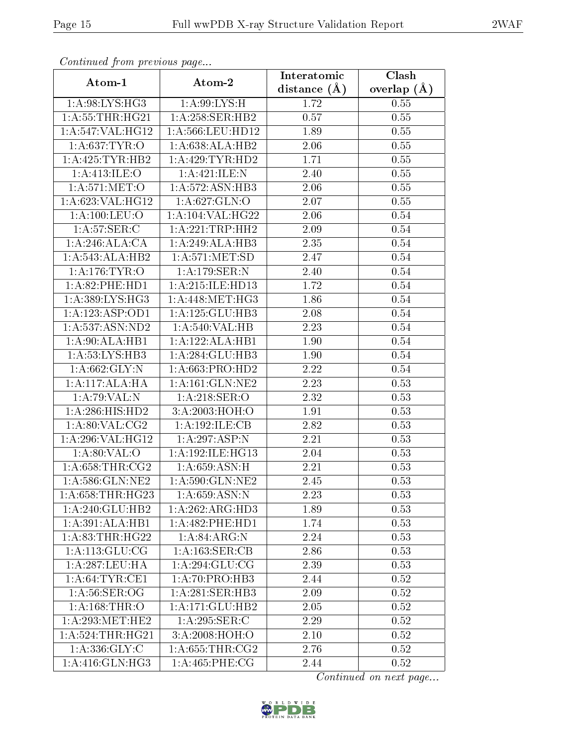*Continued from previous page...*

| Atom-1 | Atom-2 | Interatomic distance (Å) | Clash overlap (Å) |
|---|---|---|---|
| 1:A:98:LYS:HG3 | 1:A:99:LYS:H | 1.72 | 0.55 |
| 1:A:55:THR:HG21 | 1:A:258:SER:HB2 | 0.57 | 0.55 |
| 1:A:547:VAL:HG12 | 1:A:566:LEU:HD12 | 1.89 | 0.55 |
| 1:A:637:TYR:O | 1:A:638:ALA:HB2 | 2.06 | 0.55 |
| 1:A:425:TYR:HB2 | 1:A:429:TYR:HD2 | 1.71 | 0.55 |
| 1:A:413:ILE:O | 1:A:421:ILE:N | 2.40 | 0.55 |
| 1:A:571:MET:O | 1:A:572:ASN:HB3 | 2.06 | 0.55 |
| 1:A:623:VAL:HG12 | 1:A:627:GLN:O | 2.07 | 0.55 |
| 1:A:100:LEU:O | 1:A:104:VAL:HG22 | 2.06 | 0.54 |
| 1:A:57:SER:C | 1:A:221:TRP:HH2 | 2.09 | 0.54 |
| 1:A:246:ALA:CA | 1:A:249:ALA:HB3 | 2.35 | 0.54 |
| 1:A:543:ALA:HB2 | 1:A:571:MET:SD | 2.47 | 0.54 |
| 1:A:176:TYR:O | 1:A:179:SER:N | 2.40 | 0.54 |
| 1:A:82:PHE:HD1 | 1:A:215:ILE:HD13 | 1.72 | 0.54 |
| 1:A:389:LYS:HG3 | 1:A:448:MET:HG3 | 1.86 | 0.54 |
| 1:A:123:ASP:OD1 | 1:A:125:GLU:HB3 | 2.08 | 0.54 |
| 1:A:537:ASN:ND2 | 1:A:540:VAL:HB | 2.23 | 0.54 |
| 1:A:90:ALA:HB1 | 1:A:122:ALA:HB1 | 1.90 | 0.54 |
| 1:A:53:LYS:HB3 | 1:A:284:GLU:HB3 | 1.90 | 0.54 |
| 1:A:662:GLY:N | 1:A:663:PRO:HD2 | 2.22 | 0.54 |
| 1:A:117:ALA:HA | 1:A:161:GLN:NE2 | 2.23 | 0.53 |
| 1:A:79:VAL:N | 1:A:218:SER:O | 2.32 | 0.53 |
| 1:A:286:HIS:HD2 | 3:A:2003:HOH:O | 1.91 | 0.53 |
| 1:A:80:VAL:CG2 | 1:A:192:ILE:CB | 2.82 | 0.53 |
| 1:A:296:VAL:HG12 | 1:A:297:ASP:N | 2.21 | 0.53 |
| 1:A:80:VAL:O | 1:A:192:ILE:HG13 | 2.04 | 0.53 |
| 1:A:658:THR:CG2 | 1:A:659:ASN:H | 2.21 | 0.53 |
| 1:A:586:GLN:NE2 | 1:A:590:GLN:NE2 | 2.45 | 0.53 |
| 1:A:658:THR:HG23 | 1:A:659:ASN:N | 2.23 | 0.53 |
| 1:A:240:GLU:HB2 | 1:A:262:ARG:HD3 | 1.89 | 0.53 |
| 1:A:391:ALA:HB1 | 1:A:482:PHE:HD1 | 1.74 | 0.53 |
| 1:A:83:THR:HG22 | 1:A:84:ARG:N | 2.24 | 0.53 |
| 1:A:113:GLU:CG | 1:A:163:SER:CB | 2.86 | 0.53 |
| 1:A:287:LEU:HA | 1:A:294:GLU:CG | 2.39 | 0.53 |
| 1:A:64:TYR:CE1 | 1:A:70:PRO:HB3 | 2.44 | 0.52 |
| 1:A:56:SER:OG | 1:A:281:SER:HB3 | 2.09 | 0.52 |
| 1:A:168:THR:O | 1:A:171:GLU:HB2 | 2.05 | 0.52 |
| 1:A:293:MET:HE2 | 1:A:295:SER:C | 2.29 | 0.52 |
| 1:A:524:THR:HG21 | 3:A:2008:HOH:O | 2.10 | 0.52 |
| 1:A:336:GLY:C | 1:A:655:THR:CG2 | 2.76 | 0.52 |
| 1:A:416:GLN:HG3 | 1:A:465:PHE:CG | 2.44 | 0.52 |

*Continued on next page...*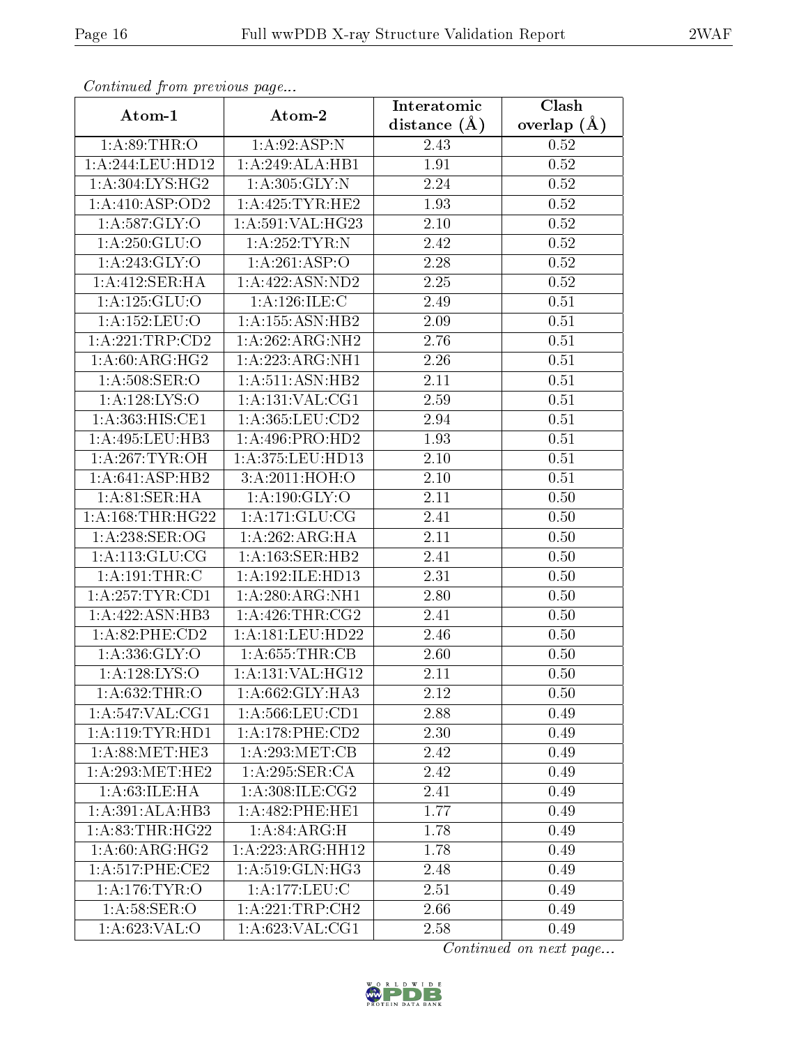*Continued from previous page...*

| Atom-1 | Atom-2 | Interatomic distance (Å) | Clash overlap (Å) |
| --- | --- | --- | --- |
| 1:A:89:THR:O | 1:A:92:ASP:N | 2.43 | 0.52 |
| 1:A:244:LEU:HD12 | 1:A:249:ALA:HB1 | 1.91 | 0.52 |
| 1:A:304:LYS:HG2 | 1:A:305:GLY:N | 2.24 | 0.52 |
| 1:A:410:ASP:OD2 | 1:A:425:TYR:HE2 | 1.93 | 0.52 |
| 1:A:587:GLY:O | 1:A:591:VAL:HG23 | 2.10 | 0.52 |
| 1:A:250:GLU:O | 1:A:252:TYR:N | 2.42 | 0.52 |
| 1:A:243:GLY:O | 1:A:261:ASP:O | 2.28 | 0.52 |
| 1:A:412:SER:HA | 1:A:422:ASN:ND2 | 2.25 | 0.52 |
| 1:A:125:GLU:O | 1:A:126:ILE:C | 2.49 | 0.51 |
| 1:A:152:LEU:O | 1:A:155:ASN:HB2 | 2.09 | 0.51 |
| 1:A:221:TRP:CD2 | 1:A:262:ARG:NH2 | 2.76 | 0.51 |
| 1:A:60:ARG:HG2 | 1:A:223:ARG:NH1 | 2.26 | 0.51 |
| 1:A:508:SER:O | 1:A:511:ASN:HB2 | 2.11 | 0.51 |
| 1:A:128:LYS:O | 1:A:131:VAL:CG1 | 2.59 | 0.51 |
| 1:A:363:HIS:CE1 | 1:A:365:LEU:CD2 | 2.94 | 0.51 |
| 1:A:495:LEU:HB3 | 1:A:496:PRO:HD2 | 1.93 | 0.51 |
| 1:A:267:TYR:OH | 1:A:375:LEU:HD13 | 2.10 | 0.51 |
| 1:A:641:ASP:HB2 | 3:A:2011:HOH:O | 2.10 | 0.51 |
| 1:A:81:SER:HA | 1:A:190:GLY:O | 2.11 | 0.50 |
| 1:A:168:THR:HG22 | 1:A:171:GLU:CG | 2.41 | 0.50 |
| 1:A:238:SER:OG | 1:A:262:ARG:HA | 2.11 | 0.50 |
| 1:A:113:GLU:CG | 1:A:163:SER:HB2 | 2.41 | 0.50 |
| 1:A:191:THR:C | 1:A:192:ILE:HD13 | 2.31 | 0.50 |
| 1:A:257:TYR:CD1 | 1:A:280:ARG:NH1 | 2.80 | 0.50 |
| 1:A:422:ASN:HB3 | 1:A:426:THR:CG2 | 2.41 | 0.50 |
| 1:A:82:PHE:CD2 | 1:A:181:LEU:HD22 | 2.46 | 0.50 |
| 1:A:336:GLY:O | 1:A:655:THR:CB | 2.60 | 0.50 |
| 1:A:128:LYS:O | 1:A:131:VAL:HG12 | 2.11 | 0.50 |
| 1:A:632:THR:O | 1:A:662:GLY:HA3 | 2.12 | 0.50 |
| 1:A:547:VAL:CG1 | 1:A:566:LEU:CD1 | 2.88 | 0.49 |
| 1:A:119:TYR:HD1 | 1:A:178:PHE:CD2 | 2.30 | 0.49 |
| 1:A:88:MET:HE3 | 1:A:293:MET:CB | 2.42 | 0.49 |
| 1:A:293:MET:HE2 | 1:A:295:SER:CA | 2.42 | 0.49 |
| 1:A:63:ILE:HA | 1:A:308:ILE:CG2 | 2.41 | 0.49 |
| 1:A:391:ALA:HB3 | 1:A:482:PHE:HE1 | 1.77 | 0.49 |
| 1:A:83:THR:HG22 | 1:A:84:ARG:H | 1.78 | 0.49 |
| 1:A:60:ARG:HG2 | 1:A:223:ARG:HH12 | 1.78 | 0.49 |
| 1:A:517:PHE:CE2 | 1:A:519:GLN:HG3 | 2.48 | 0.49 |
| 1:A:176:TYR:O | 1:A:177:LEU:C | 2.51 | 0.49 |
| 1:A:58:SER:O | 1:A:221:TRP:CH2 | 2.66 | 0.49 |
| 1:A:623:VAL:O | 1:A:623:VAL:CG1 | 2.58 | 0.49 |

*Continued on next page...*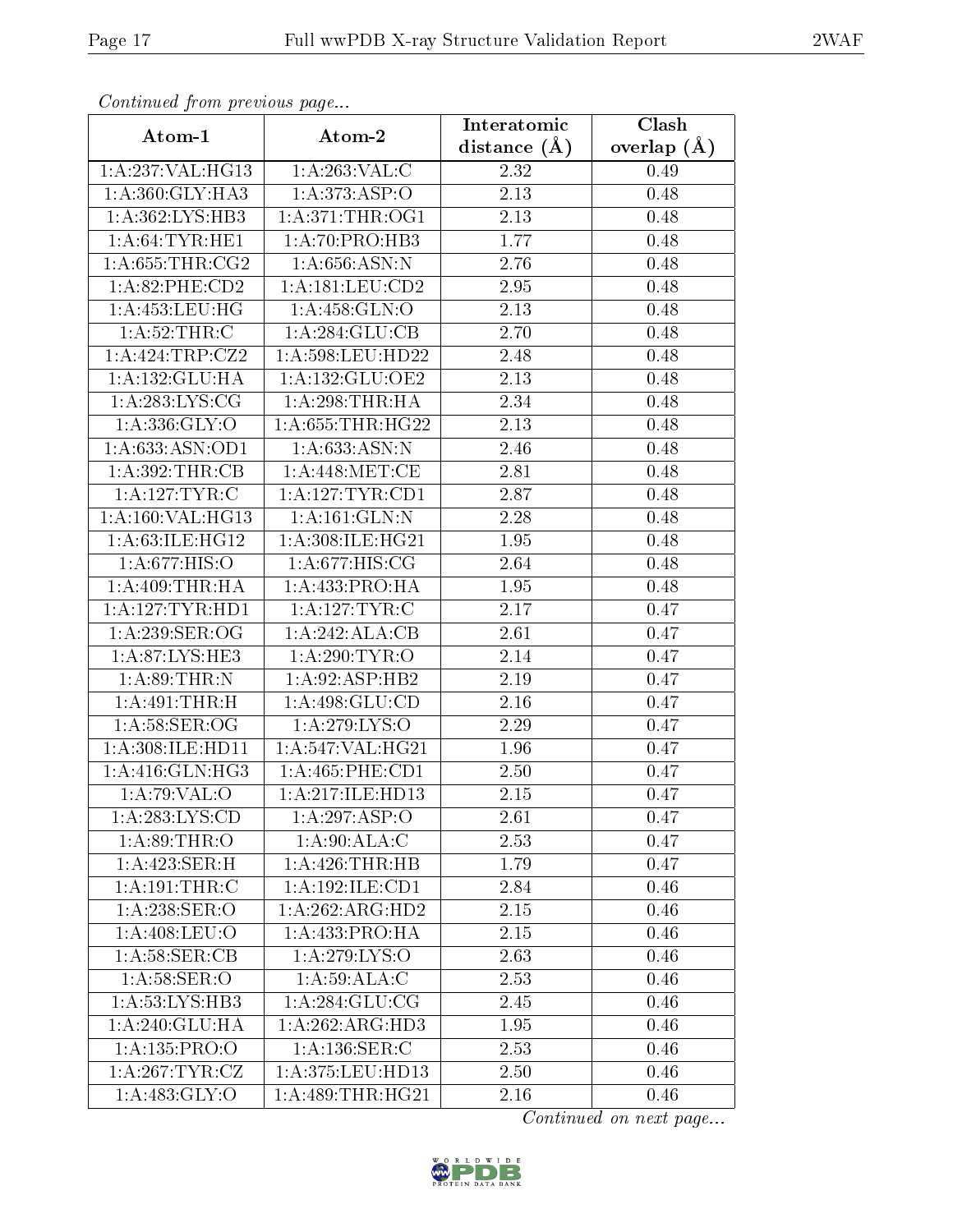*Continued from previous page...*

| Atom-1 | Atom-2 | Interatomic distance (Å) | Clash overlap (Å) |
|---|---|---|---|
| 1:A:237:VAL:HG13 | 1:A:263:VAL:C | 2.32 | 0.49 |
| 1:A:360:GLY:HA3 | 1:A:373:ASP:O | 2.13 | 0.48 |
| 1:A:362:LYS:HB3 | 1:A:371:THR:OG1 | 2.13 | 0.48 |
| 1:A:64:TYR:HE1 | 1:A:70:PRO:HB3 | 1.77 | 0.48 |
| 1:A:655:THR:CG2 | 1:A:656:ASN:N | 2.76 | 0.48 |
| 1:A:82:PHE:CD2 | 1:A:181:LEU:CD2 | 2.95 | 0.48 |
| 1:A:453:LEU:HG | 1:A:458:GLN:O | 2.13 | 0.48 |
| 1:A:52:THR:C | 1:A:284:GLU:CB | 2.70 | 0.48 |
| 1:A:424:TRP:CZ2 | 1:A:598:LEU:HD22 | 2.48 | 0.48 |
| 1:A:132:GLU:HA | 1:A:132:GLU:OE2 | 2.13 | 0.48 |
| 1:A:283:LYS:CG | 1:A:298:THR:HA | 2.34 | 0.48 |
| 1:A:336:GLY:O | 1:A:655:THR:HG22 | 2.13 | 0.48 |
| 1:A:633:ASN:OD1 | 1:A:633:ASN:N | 2.46 | 0.48 |
| 1:A:392:THR:CB | 1:A:448:MET:CE | 2.81 | 0.48 |
| 1:A:127:TYR:C | 1:A:127:TYR:CD1 | 2.87 | 0.48 |
| 1:A:160:VAL:HG13 | 1:A:161:GLN:N | 2.28 | 0.48 |
| 1:A:63:ILE:HG12 | 1:A:308:ILE:HG21 | 1.95 | 0.48 |
| 1:A:677:HIS:O | 1:A:677:HIS:CG | 2.64 | 0.48 |
| 1:A:409:THR:HA | 1:A:433:PRO:HA | 1.95 | 0.48 |
| 1:A:127:TYR:HD1 | 1:A:127:TYR:C | 2.17 | 0.47 |
| 1:A:239:SER:OG | 1:A:242:ALA:CB | 2.61 | 0.47 |
| 1:A:87:LYS:HE3 | 1:A:290:TYR:O | 2.14 | 0.47 |
| 1:A:89:THR:N | 1:A:92:ASP:HB2 | 2.19 | 0.47 |
| 1:A:491:THR:H | 1:A:498:GLU:CD | 2.16 | 0.47 |
| 1:A:58:SER:OG | 1:A:279:LYS:O | 2.29 | 0.47 |
| 1:A:308:ILE:HD11 | 1:A:547:VAL:HG21 | 1.96 | 0.47 |
| 1:A:416:GLN:HG3 | 1:A:465:PHE:CD1 | 2.50 | 0.47 |
| 1:A:79:VAL:O | 1:A:217:ILE:HD13 | 2.15 | 0.47 |
| 1:A:283:LYS:CD | 1:A:297:ASP:O | 2.61 | 0.47 |
| 1:A:89:THR:O | 1:A:90:ALA:C | 2.53 | 0.47 |
| 1:A:423:SER:H | 1:A:426:THR:HB | 1.79 | 0.47 |
| 1:A:191:THR:C | 1:A:192:ILE:CD1 | 2.84 | 0.46 |
| 1:A:238:SER:O | 1:A:262:ARG:HD2 | 2.15 | 0.46 |
| 1:A:408:LEU:O | 1:A:433:PRO:HA | 2.15 | 0.46 |
| 1:A:58:SER:CB | 1:A:279:LYS:O | 2.63 | 0.46 |
| 1:A:58:SER:O | 1:A:59:ALA:C | 2.53 | 0.46 |
| 1:A:53:LYS:HB3 | 1:A:284:GLU:CG | 2.45 | 0.46 |
| 1:A:240:GLU:HA | 1:A:262:ARG:HD3 | 1.95 | 0.46 |
| 1:A:135:PRO:O | 1:A:136:SER:C | 2.53 | 0.46 |
| 1:A:267:TYR:CZ | 1:A:375:LEU:HD13 | 2.50 | 0.46 |
| 1:A:483:GLY:O | 1:A:489:THR:HG21 | 2.16 | 0.46 |

*Continued on next page...*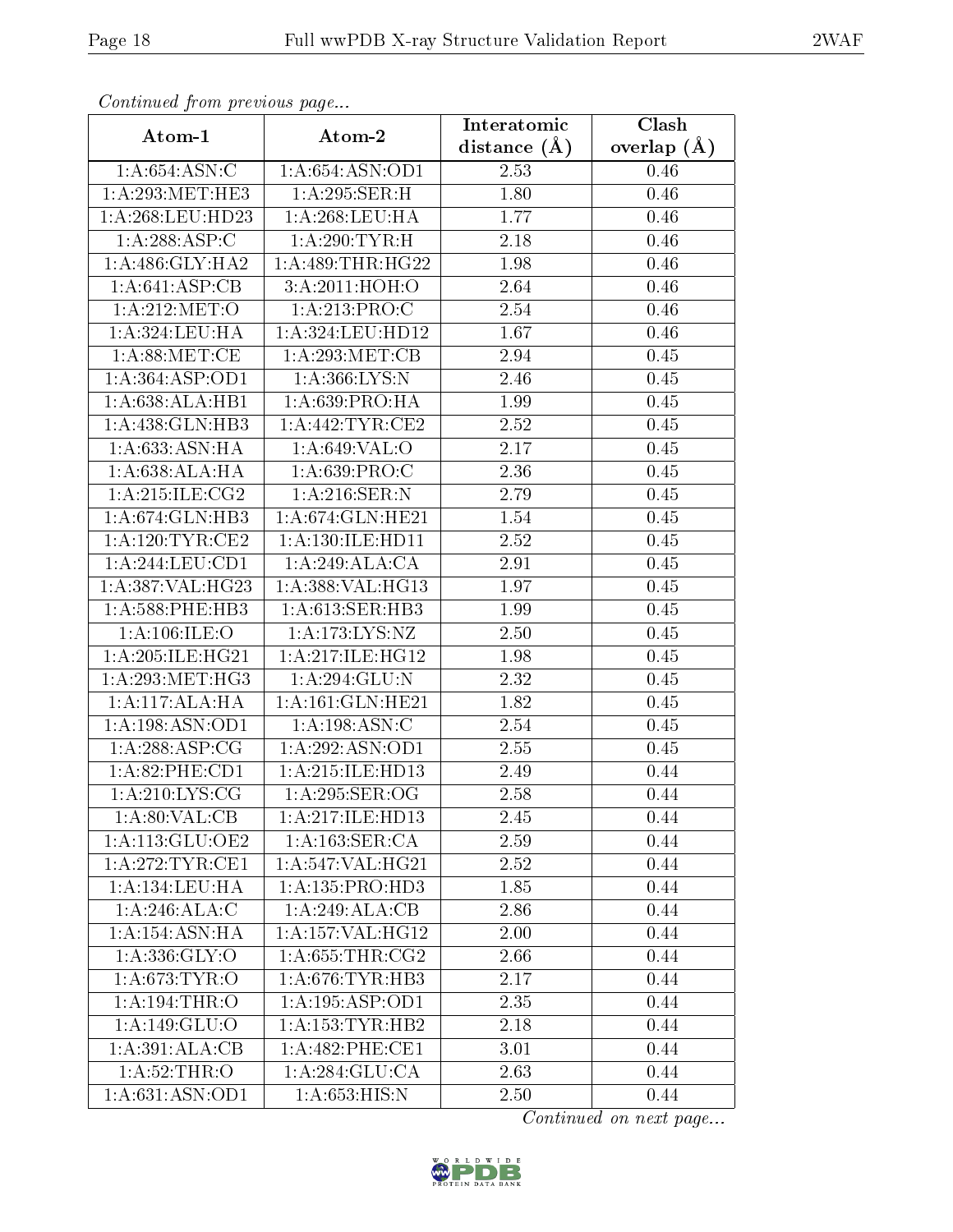*Continued from previous page...*

| Atom-1 | Atom-2 | Interatomic distance (Å) | Clash overlap (Å) |
|---|---|---|---|
| 1:A:654:ASN:C | 1:A:654:ASN:OD1 | 2.53 | 0.46 |
| 1:A:293:MET:HE3 | 1:A:295:SER:H | 1.80 | 0.46 |
| 1:A:268:LEU:HD23 | 1:A:268:LEU:HA | 1.77 | 0.46 |
| 1:A:288:ASP:C | 1:A:290:TYR:H | 2.18 | 0.46 |
| 1:A:486:GLY:HA2 | 1:A:489:THR:HG22 | 1.98 | 0.46 |
| 1:A:641:ASP:CB | 3:A:2011:HOH:O | 2.64 | 0.46 |
| 1:A:212:MET:O | 1:A:213:PRO:C | 2.54 | 0.46 |
| 1:A:324:LEU:HA | 1:A:324:LEU:HD12 | 1.67 | 0.46 |
| 1:A:88:MET:CE | 1:A:293:MET:CB | 2.94 | 0.45 |
| 1:A:364:ASP:OD1 | 1:A:366:LYS:N | 2.46 | 0.45 |
| 1:A:638:ALA:HB1 | 1:A:639:PRO:HA | 1.99 | 0.45 |
| 1:A:438:GLN:HB3 | 1:A:442:TYR:CE2 | 2.52 | 0.45 |
| 1:A:633:ASN:HA | 1:A:649:VAL:O | 2.17 | 0.45 |
| 1:A:638:ALA:HA | 1:A:639:PRO:C | 2.36 | 0.45 |
| 1:A:215:ILE:CG2 | 1:A:216:SER:N | 2.79 | 0.45 |
| 1:A:674:GLN:HB3 | 1:A:674:GLN:HE21 | 1.54 | 0.45 |
| 1:A:120:TYR:CE2 | 1:A:130:ILE:HD11 | 2.52 | 0.45 |
| 1:A:244:LEU:CD1 | 1:A:249:ALA:CA | 2.91 | 0.45 |
| 1:A:387:VAL:HG23 | 1:A:388:VAL:HG13 | 1.97 | 0.45 |
| 1:A:588:PHE:HB3 | 1:A:613:SER:HB3 | 1.99 | 0.45 |
| 1:A:106:ILE:O | 1:A:173:LYS:NZ | 2.50 | 0.45 |
| 1:A:205:ILE:HG21 | 1:A:217:ILE:HG12 | 1.98 | 0.45 |
| 1:A:293:MET:HG3 | 1:A:294:GLU:N | 2.32 | 0.45 |
| 1:A:117:ALA:HA | 1:A:161:GLN:HE21 | 1.82 | 0.45 |
| 1:A:198:ASN:OD1 | 1:A:198:ASN:C | 2.54 | 0.45 |
| 1:A:288:ASP:CG | 1:A:292:ASN:OD1 | 2.55 | 0.45 |
| 1:A:82:PHE:CD1 | 1:A:215:ILE:HD13 | 2.49 | 0.44 |
| 1:A:210:LYS:CG | 1:A:295:SER:OG | 2.58 | 0.44 |
| 1:A:80:VAL:CB | 1:A:217:ILE:HD13 | 2.45 | 0.44 |
| 1:A:113:GLU:OE2 | 1:A:163:SER:CA | 2.59 | 0.44 |
| 1:A:272:TYR:CE1 | 1:A:547:VAL:HG21 | 2.52 | 0.44 |
| 1:A:134:LEU:HA | 1:A:135:PRO:HD3 | 1.85 | 0.44 |
| 1:A:246:ALA:C | 1:A:249:ALA:CB | 2.86 | 0.44 |
| 1:A:154:ASN:HA | 1:A:157:VAL:HG12 | 2.00 | 0.44 |
| 1:A:336:GLY:O | 1:A:655:THR:CG2 | 2.66 | 0.44 |
| 1:A:673:TYR:O | 1:A:676:TYR:HB3 | 2.17 | 0.44 |
| 1:A:194:THR:O | 1:A:195:ASP:OD1 | 2.35 | 0.44 |
| 1:A:149:GLU:O | 1:A:153:TYR:HB2 | 2.18 | 0.44 |
| 1:A:391:ALA:CB | 1:A:482:PHE:CE1 | 3.01 | 0.44 |
| 1:A:52:THR:O | 1:A:284:GLU:CA | 2.63 | 0.44 |
| 1:A:631:ASN:OD1 | 1:A:653:HIS:N | 2.50 | 0.44 |

*Continued on next page...*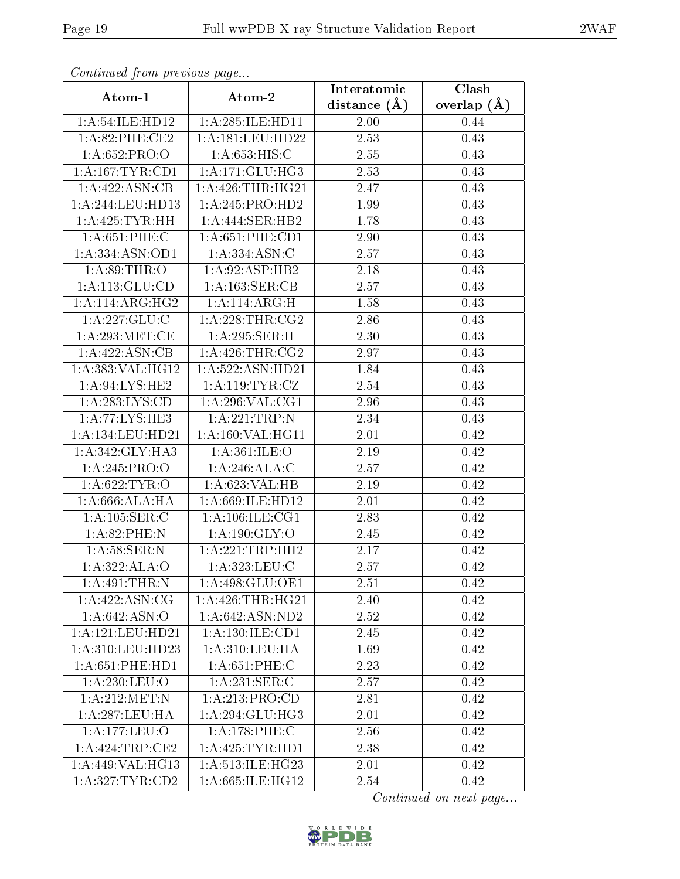*Continued from previous page...*

| Atom-1 | Atom-2 | Interatomic distance (Å) | Clash overlap (Å) |
| --- | --- | --- | --- |
| 1:A:54:ILE:HD12 | 1:A:285:ILE:HD11 | 2.00 | 0.44 |
| 1:A:82:PHE:CE2 | 1:A:181:LEU:HD22 | 2.53 | 0.43 |
| 1:A:652:PRO:O | 1:A:653:HIS:C | 2.55 | 0.43 |
| 1:A:167:TYR:CD1 | 1:A:171:GLU:HG3 | 2.53 | 0.43 |
| 1:A:422:ASN:CB | 1:A:426:THR:HG21 | 2.47 | 0.43 |
| 1:A:244:LEU:HD13 | 1:A:245:PRO:HD2 | 1.99 | 0.43 |
| 1:A:425:TYR:HH | 1:A:444:SER:HB2 | 1.78 | 0.43 |
| 1:A:651:PHE:C | 1:A:651:PHE:CD1 | 2.90 | 0.43 |
| 1:A:334:ASN:OD1 | 1:A:334:ASN:C | 2.57 | 0.43 |
| 1:A:89:THR:O | 1:A:92:ASP:HB2 | 2.18 | 0.43 |
| 1:A:113:GLU:CD | 1:A:163:SER:CB | 2.57 | 0.43 |
| 1:A:114:ARG:HG2 | 1:A:114:ARG:H | 1.58 | 0.43 |
| 1:A:227:GLU:C | 1:A:228:THR:CG2 | 2.86 | 0.43 |
| 1:A:293:MET:CE | 1:A:295:SER:H | 2.30 | 0.43 |
| 1:A:422:ASN:CB | 1:A:426:THR:CG2 | 2.97 | 0.43 |
| 1:A:383:VAL:HG12 | 1:A:522:ASN:HD21 | 1.84 | 0.43 |
| 1:A:94:LYS:HE2 | 1:A:119:TYR:CZ | 2.54 | 0.43 |
| 1:A:283:LYS:CD | 1:A:296:VAL:CG1 | 2.96 | 0.43 |
| 1:A:77:LYS:HE3 | 1:A:221:TRP:N | 2.34 | 0.43 |
| 1:A:134:LEU:HD21 | 1:A:160:VAL:HG11 | 2.01 | 0.42 |
| 1:A:342:GLY:HA3 | 1:A:361:ILE:O | 2.19 | 0.42 |
| 1:A:245:PRO:O | 1:A:246:ALA:C | 2.57 | 0.42 |
| 1:A:622:TYR:O | 1:A:623:VAL:HB | 2.19 | 0.42 |
| 1:A:666:ALA:HA | 1:A:669:ILE:HD12 | 2.01 | 0.42 |
| 1:A:105:SER:C | 1:A:106:ILE:CG1 | 2.83 | 0.42 |
| 1:A:82:PHE:N | 1:A:190:GLY:O | 2.45 | 0.42 |
| 1:A:58:SER:N | 1:A:221:TRP:HH2 | 2.17 | 0.42 |
| 1:A:322:ALA:O | 1:A:323:LEU:C | 2.57 | 0.42 |
| 1:A:491:THR:N | 1:A:498:GLU:OE1 | 2.51 | 0.42 |
| 1:A:422:ASN:CG | 1:A:426:THR:HG21 | 2.40 | 0.42 |
| 1:A:642:ASN:O | 1:A:642:ASN:ND2 | 2.52 | 0.42 |
| 1:A:121:LEU:HD21 | 1:A:130:ILE:CD1 | 2.45 | 0.42 |
| 1:A:310:LEU:HD23 | 1:A:310:LEU:HA | 1.69 | 0.42 |
| 1:A:651:PHE:HD1 | 1:A:651:PHE:C | 2.23 | 0.42 |
| 1:A:230:LEU:O | 1:A:231:SER:C | 2.57 | 0.42 |
| 1:A:212:MET:N | 1:A:213:PRO:CD | 2.81 | 0.42 |
| 1:A:287:LEU:HA | 1:A:294:GLU:HG3 | 2.01 | 0.42 |
| 1:A:177:LEU:O | 1:A:178:PHE:C | 2.56 | 0.42 |
| 1:A:424:TRP:CE2 | 1:A:425:TYR:HD1 | 2.38 | 0.42 |
| 1:A:449:VAL:HG13 | 1:A:513:ILE:HG23 | 2.01 | 0.42 |
| 1:A:327:TYR:CD2 | 1:A:665:ILE:HG12 | 2.54 | 0.42 |

*Continued on next page...*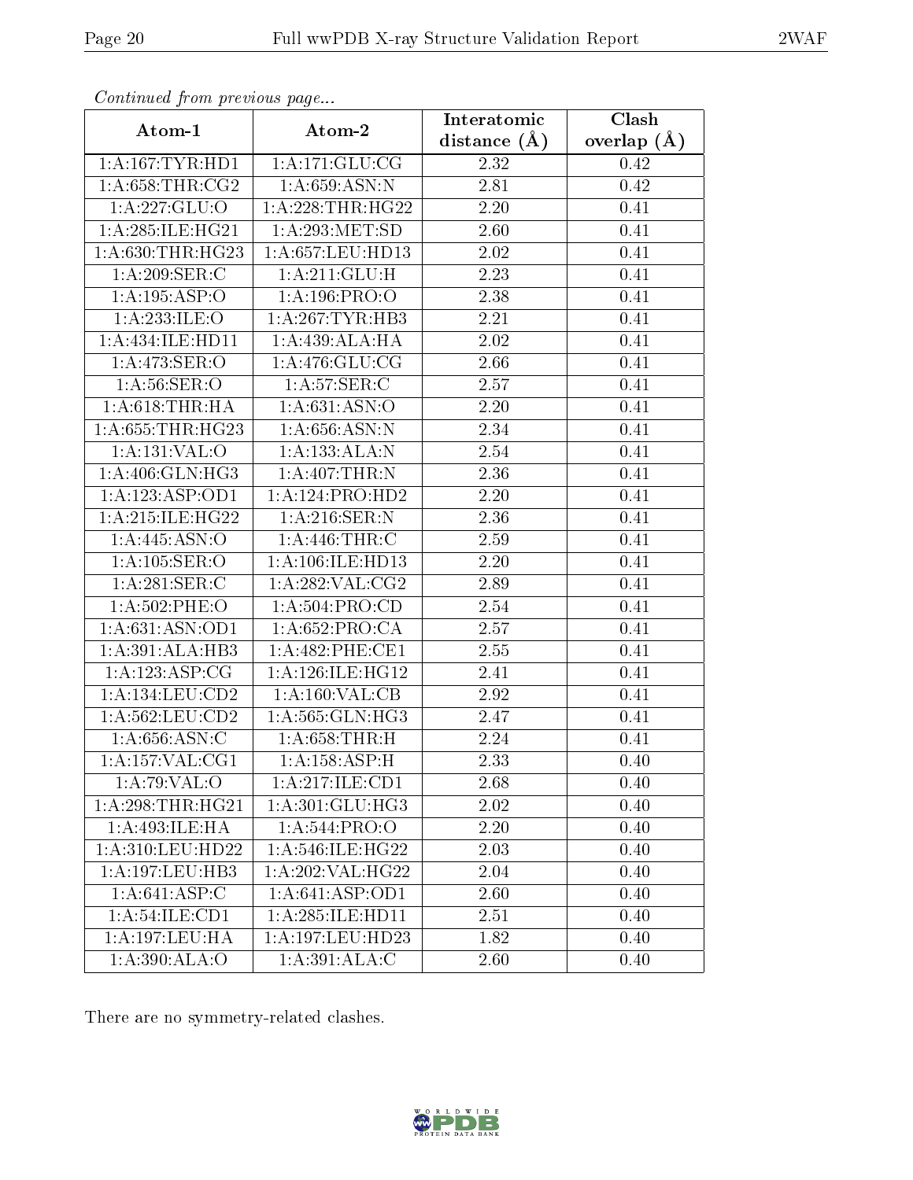*Continued from previous page...*

| Atom-1 | Atom-2 | Interatomic distance (Å) | Clash overlap (Å) |
|---|---|---|---|
| 1:A:167:TYR:HD1 | 1:A:171:GLU:CG | 2.32 | 0.42 |
| 1:A:658:THR:CG2 | 1:A:659:ASN:N | 2.81 | 0.42 |
| 1:A:227:GLU:O | 1:A:228:THR:HG22 | 2.20 | 0.41 |
| 1:A:285:ILE:HG21 | 1:A:293:MET:SD | 2.60 | 0.41 |
| 1:A:630:THR:HG23 | 1:A:657:LEU:HD13 | 2.02 | 0.41 |
| 1:A:209:SER:C | 1:A:211:GLU:H | 2.23 | 0.41 |
| 1:A:195:ASP:O | 1:A:196:PRO:O | 2.38 | 0.41 |
| 1:A:233:ILE:O | 1:A:267:TYR:HB3 | 2.21 | 0.41 |
| 1:A:434:ILE:HD11 | 1:A:439:ALA:HA | 2.02 | 0.41 |
| 1:A:473:SER:O | 1:A:476:GLU:CG | 2.66 | 0.41 |
| 1:A:56:SER:O | 1:A:57:SER:C | 2.57 | 0.41 |
| 1:A:618:THR:HA | 1:A:631:ASN:O | 2.20 | 0.41 |
| 1:A:655:THR:HG23 | 1:A:656:ASN:N | 2.34 | 0.41 |
| 1:A:131:VAL:O | 1:A:133:ALA:N | 2.54 | 0.41 |
| 1:A:406:GLN:HG3 | 1:A:407:THR:N | 2.36 | 0.41 |
| 1:A:123:ASP:OD1 | 1:A:124:PRO:HD2 | 2.20 | 0.41 |
| 1:A:215:ILE:HG22 | 1:A:216:SER:N | 2.36 | 0.41 |
| 1:A:445:ASN:O | 1:A:446:THR:C | 2.59 | 0.41 |
| 1:A:105:SER:O | 1:A:106:ILE:HD13 | 2.20 | 0.41 |
| 1:A:281:SER:C | 1:A:282:VAL:CG2 | 2.89 | 0.41 |
| 1:A:502:PHE:O | 1:A:504:PRO:CD | 2.54 | 0.41 |
| 1:A:631:ASN:OD1 | 1:A:652:PRO:CA | 2.57 | 0.41 |
| 1:A:391:ALA:HB3 | 1:A:482:PHE:CE1 | 2.55 | 0.41 |
| 1:A:123:ASP:CG | 1:A:126:ILE:HG12 | 2.41 | 0.41 |
| 1:A:134:LEU:CD2 | 1:A:160:VAL:CB | 2.92 | 0.41 |
| 1:A:562:LEU:CD2 | 1:A:565:GLN:HG3 | 2.47 | 0.41 |
| 1:A:656:ASN:C | 1:A:658:THR:H | 2.24 | 0.41 |
| 1:A:157:VAL:CG1 | 1:A:158:ASP:H | 2.33 | 0.40 |
| 1:A:79:VAL:O | 1:A:217:ILE:CD1 | 2.68 | 0.40 |
| 1:A:298:THR:HG21 | 1:A:301:GLU:HG3 | 2.02 | 0.40 |
| 1:A:493:ILE:HA | 1:A:544:PRO:O | 2.20 | 0.40 |
| 1:A:310:LEU:HD22 | 1:A:546:ILE:HG22 | 2.03 | 0.40 |
| 1:A:197:LEU:HB3 | 1:A:202:VAL:HG22 | 2.04 | 0.40 |
| 1:A:641:ASP:C | 1:A:641:ASP:OD1 | 2.60 | 0.40 |
| 1:A:54:ILE:CD1 | 1:A:285:ILE:HD11 | 2.51 | 0.40 |
| 1:A:197:LEU:HA | 1:A:197:LEU:HD23 | 1.82 | 0.40 |
| 1:A:390:ALA:O | 1:A:391:ALA:C | 2.60 | 0.40 |

There are no symmetry-related clashes.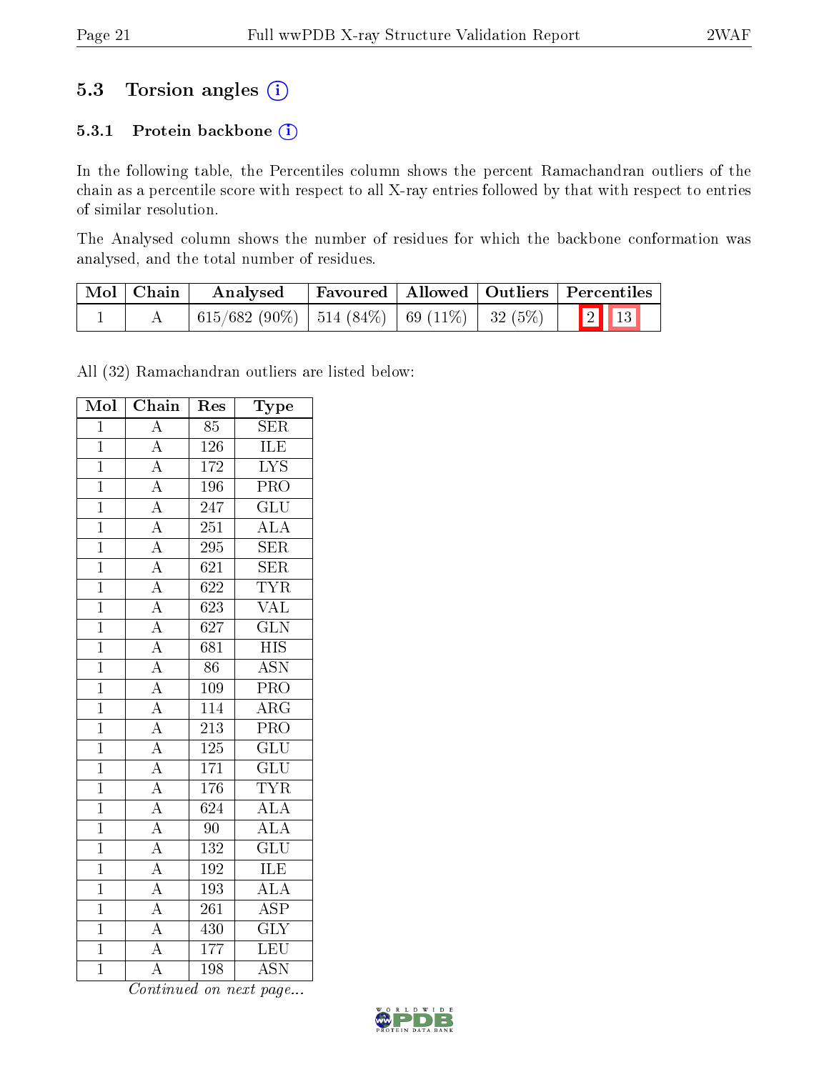## 5.3 Torsion angles

### 5.3.1 Protein backbone

In the following table, the Percentiles column shows the percent Ramachandran outliers of the chain as a percentile score with respect to all X-ray entries followed by that with respect to entries of similar resolution.

The Analysed column shows the number of residues for which the backbone conformation was analysed, and the total number of residues.

| Mol | Chain | Analysed | Favoured | Allowed | Outliers | Percentiles | |
|---|---|---|---|---|---|---|---|
| 1 | A | 615/682 (90%) | 514 (84%) | 69 (11%) | 32 (5%) | 2 | 13 |

All (32) Ramachandran outliers are listed below:

| Mol | Chain | Res | Type |
|---|---|---|---|
| 1 | A | 85 | SER |
| 1 | A | 126 | ILE |
| 1 | A | 172 | LYS |
| 1 | A | 196 | PRO |
| 1 | A | 247 | GLU |
| 1 | A | 251 | ALA |
| 1 | A | 295 | SER |
| 1 | A | 621 | SER |
| 1 | A | 622 | TYR |
| 1 | A | 623 | VAL |
| 1 | A | 627 | GLN |
| 1 | A | 681 | HIS |
| 1 | A | 86 | ASN |
| 1 | A | 109 | PRO |
| 1 | A | 114 | ARG |
| 1 | A | 213 | PRO |
| 1 | A | 125 | GLU |
| 1 | A | 171 | GLU |
| 1 | A | 176 | TYR |
| 1 | A | 624 | ALA |
| 1 | A | 90 | ALA |
| 1 | A | 132 | GLU |
| 1 | A | 192 | ILE |
| 1 | A | 193 | ALA |
| 1 | A | 261 | ASP |
| 1 | A | 430 | GLY |
| 1 | A | 177 | LEU |
| 1 | A | 198 | ASN |

*Continued on next page...*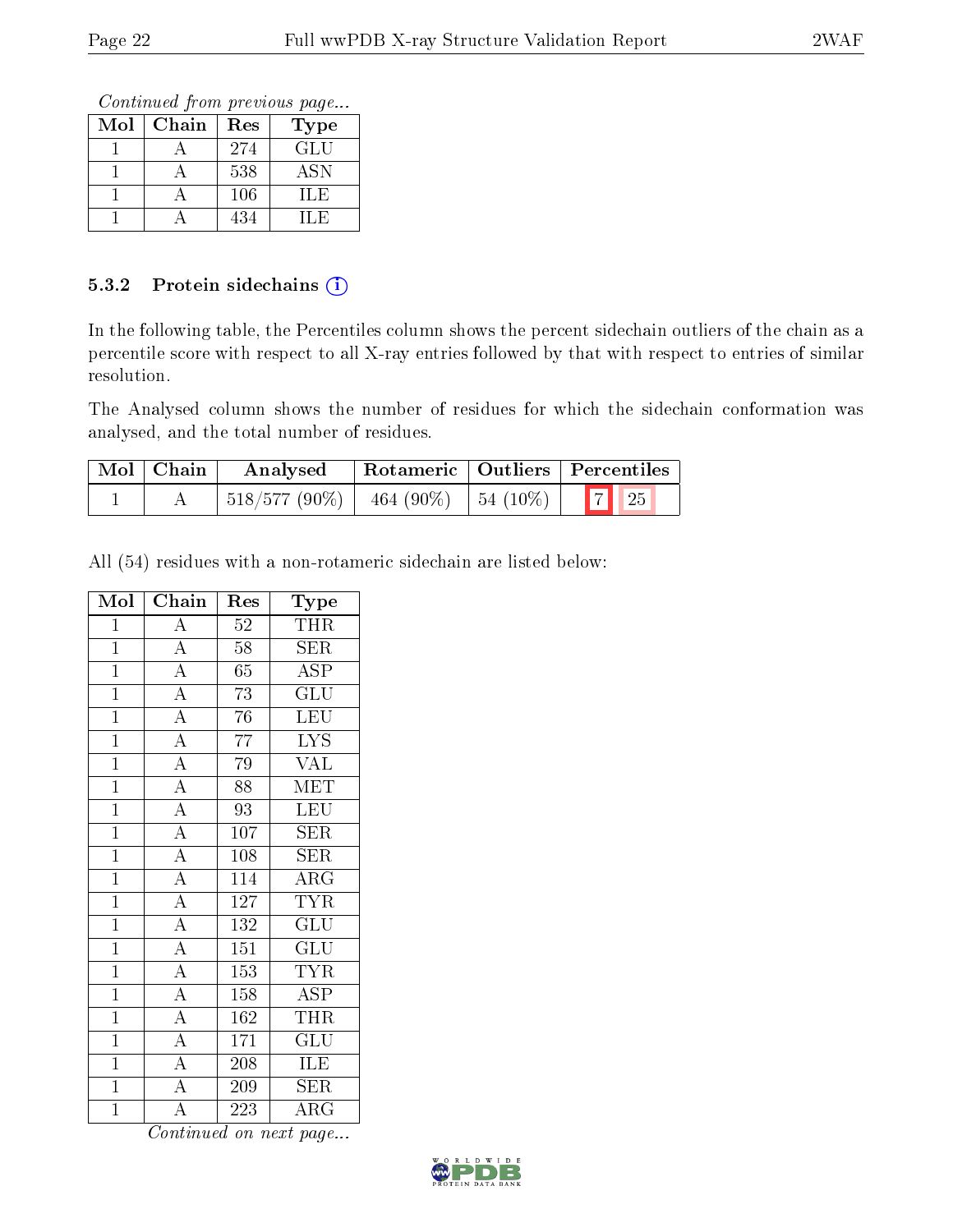*Continued from previous page...*

| Mol | Chain | Res | Type |
|---|---|---|---|
| 1 | A | 274 | GLU |
| 1 | A | 538 | ASN |
| 1 | A | 106 | ILE |
| 1 | A | 434 | ILE |

### 5.3.2 Protein sidechains

In the following table, the Percentiles column shows the percent sidechain outliers of the chain as a percentile score with respect to all X-ray entries followed by that with respect to entries of similar resolution.

The Analysed column shows the number of residues for which the sidechain conformation was analysed, and the total number of residues.

| Mol | Chain | Analysed | Rotameric | Outliers | Percentiles | |
|---|---|---|---|---|---|---|
| 1 | A | 518/577 (90%) | 464 (90%) | 54 (10%) | 7 | 25 |

All (54) residues with a non-rotameric sidechain are listed below:

| Mol | Chain | Res | Type |
|---|---|---|---|
| 1 | A | 52 | THR |
| 1 | A | 58 | SER |
| 1 | A | 65 | ASP |
| 1 | A | 73 | GLU |
| 1 | A | 76 | LEU |
| 1 | A | 77 | LYS |
| 1 | A | 79 | VAL |
| 1 | A | 88 | MET |
| 1 | A | 93 | LEU |
| 1 | A | 107 | SER |
| 1 | A | 108 | SER |
| 1 | A | 114 | ARG |
| 1 | A | 127 | TYR |
| 1 | A | 132 | GLU |
| 1 | A | 151 | GLU |
| 1 | A | 153 | TYR |
| 1 | A | 158 | ASP |
| 1 | A | 162 | THR |
| 1 | A | 171 | GLU |
| 1 | A | 208 | ILE |
| 1 | A | 209 | SER |
| 1 | A | 223 | ARG |

*Continued on next page...*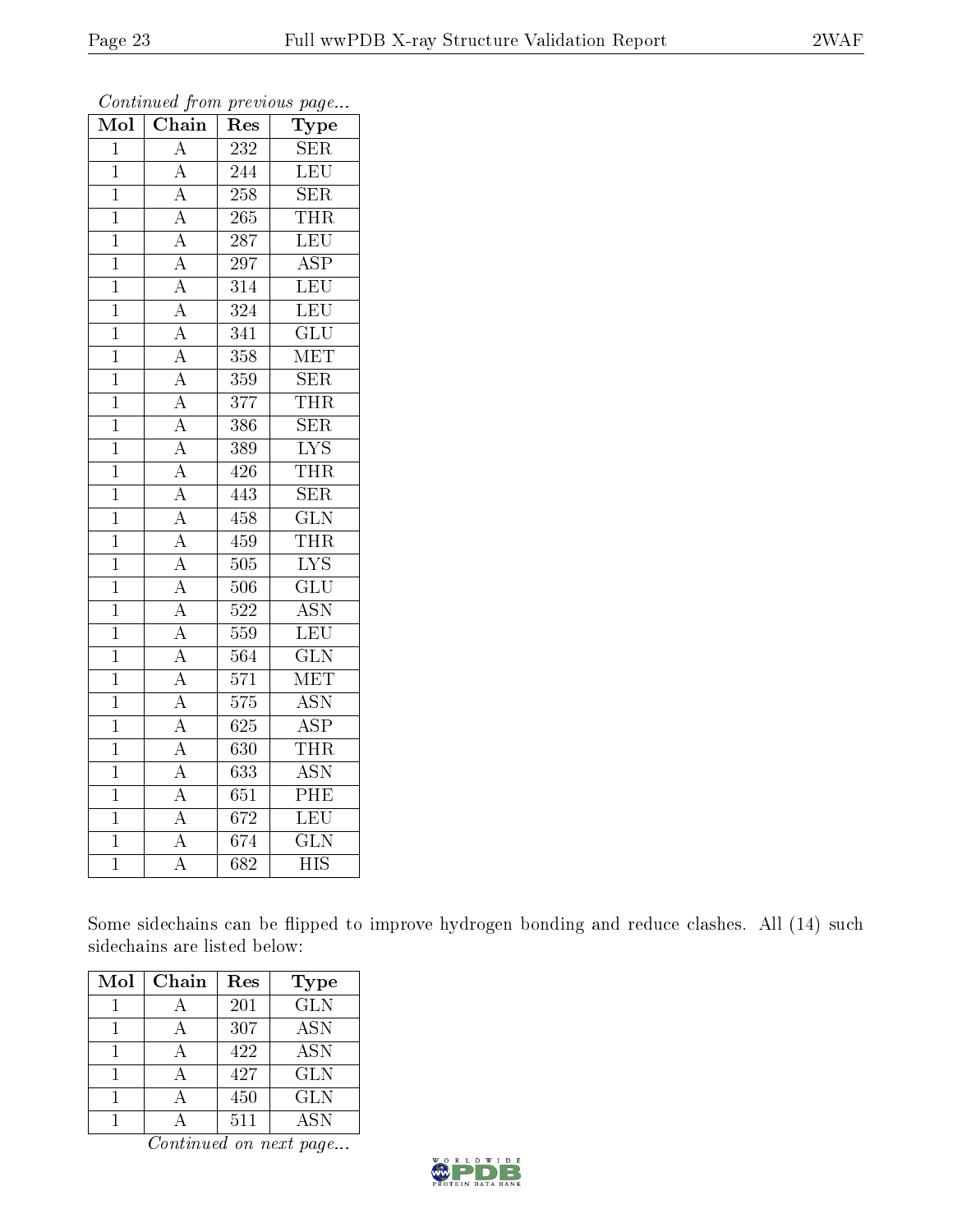*Continued from previous page...*

| Mol | Chain | Res | Type |
|---|---|---|---|
| 1 | A | 232 | SER |
| 1 | A | 244 | LEU |
| 1 | A | 258 | SER |
| 1 | A | 265 | THR |
| 1 | A | 287 | LEU |
| 1 | A | 297 | ASP |
| 1 | A | 314 | LEU |
| 1 | A | 324 | LEU |
| 1 | A | 341 | GLU |
| 1 | A | 358 | MET |
| 1 | A | 359 | SER |
| 1 | A | 377 | THR |
| 1 | A | 386 | SER |
| 1 | A | 389 | LYS |
| 1 | A | 426 | THR |
| 1 | A | 443 | SER |
| 1 | A | 458 | GLN |
| 1 | A | 459 | THR |
| 1 | A | 505 | LYS |
| 1 | A | 506 | GLU |
| 1 | A | 522 | ASN |
| 1 | A | 559 | LEU |
| 1 | A | 564 | GLN |
| 1 | A | 571 | MET |
| 1 | A | 575 | ASN |
| 1 | A | 625 | ASP |
| 1 | A | 630 | THR |
| 1 | A | 633 | ASN |
| 1 | A | 651 | PHE |
| 1 | A | 672 | LEU |
| 1 | A | 674 | GLN |
| 1 | A | 682 | HIS |

Some sidechains can be flipped to improve hydrogen bonding and reduce clashes. All (14) such sidechains are listed below:

| Mol | Chain | Res | Type |
|---|---|---|---|
| 1 | A | 201 | GLN |
| 1 | A | 307 | ASN |
| 1 | A | 422 | ASN |
| 1 | A | 427 | GLN |
| 1 | A | 450 | GLN |
| 1 | A | 511 | ASN |

*Continued on next page...*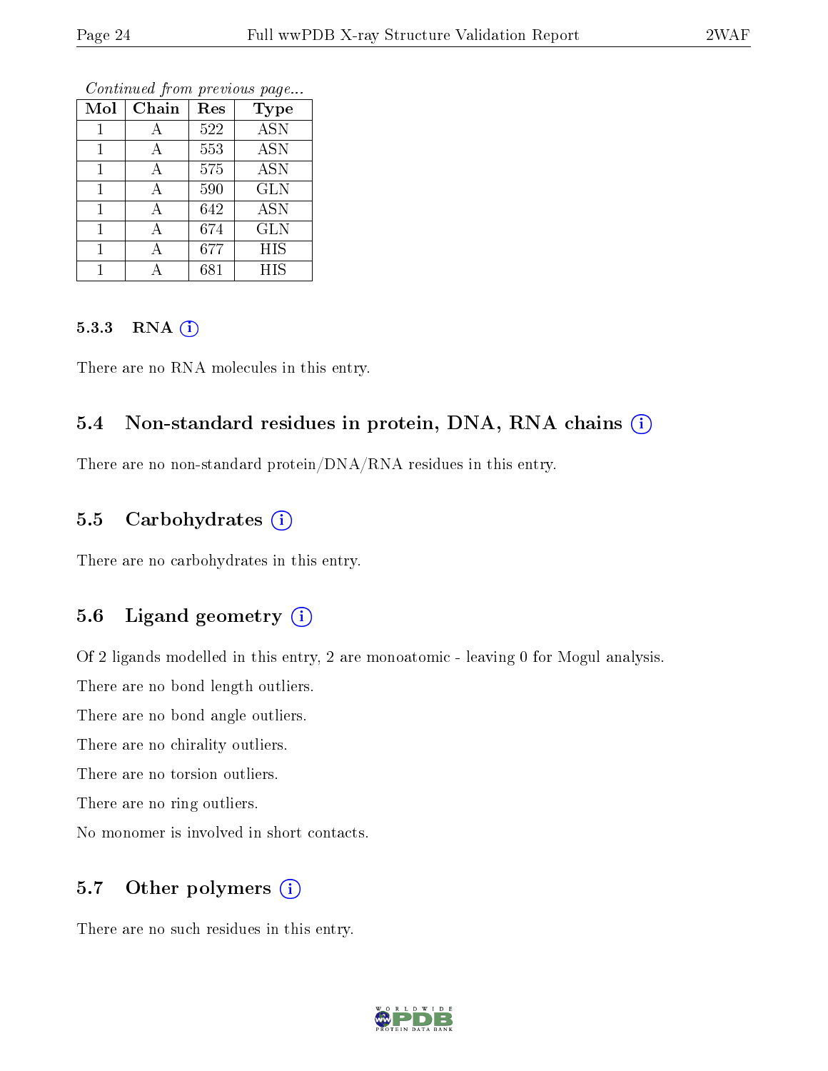*Continued from previous page...*

| Mol | Chain | Res | Type |
|---|---|---|---|
| 1 | A | 522 | ASN |
| 1 | A | 553 | ASN |
| 1 | A | 575 | ASN |
| 1 | A | 590 | GLN |
| 1 | A | 642 | ASN |
| 1 | A | 674 | GLN |
| 1 | A | 677 | HIS |
| 1 | A | 681 | HIS |

#### 5.3.3 RNA

There are no RNA molecules in this entry.

### 5.4 Non-standard residues in protein, DNA, RNA chains

There are no non-standard protein/DNA/RNA residues in this entry.

### 5.5 Carbohydrates

There are no carbohydrates in this entry.

### 5.6 Ligand geometry

Of 2 ligands modelled in this entry, 2 are monoatomic - leaving 0 for Mogul analysis.

There are no bond length outliers.

There are no bond angle outliers.

There are no chirality outliers.

There are no torsion outliers.

There are no ring outliers.

No monomer is involved in short contacts.

### 5.7 Other polymers

There are no such residues in this entry.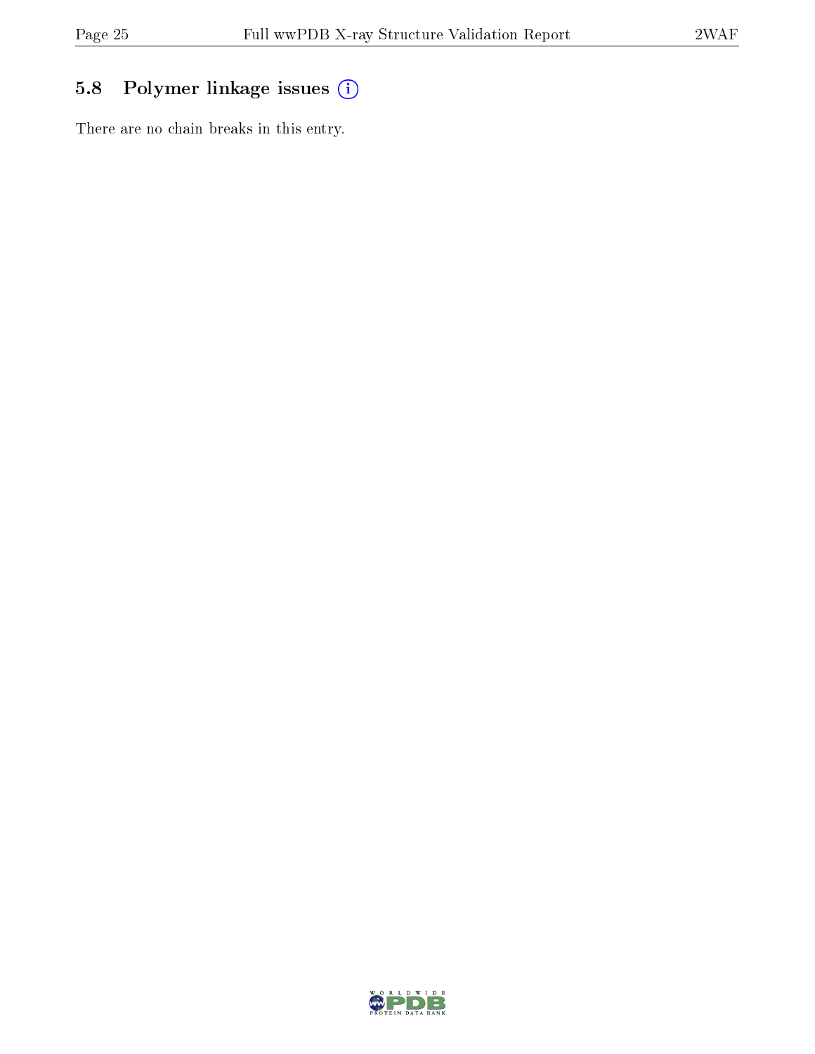## 5.8 Polymer linkage issues (i)

There are no chain breaks in this entry.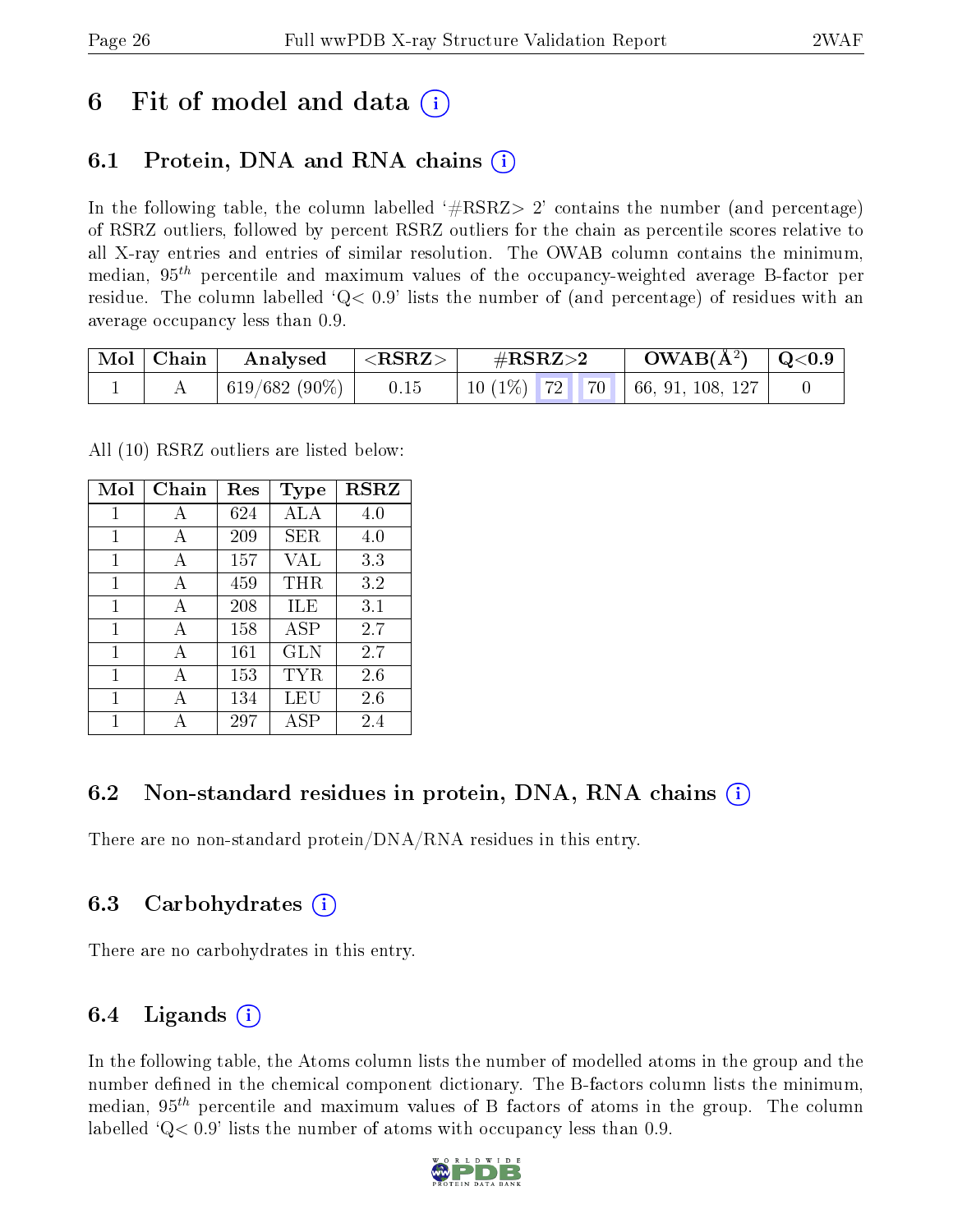# 6 Fit of model and data (i)

## 6.1 Protein, DNA and RNA chains (i)

In the following table, the column labelled '#RSRZ> 2' contains the number (and percentage) of RSRZ outliers, followed by percent RSRZ outliers for the chain as percentile scores relative to all X-ray entries and entries of similar resolution. The OWAB column contains the minimum, median, $95^{th}$ percentile and maximum values of the occupancy-weighted average B-factor per residue. The column labelled 'Q< 0.9' lists the number of (and percentage) of residues with an average occupancy less than 0.9.

| Mol | Chain | Analysed | <RSRZ> | #RSRZ>2 | | | OWAB(Å$^2$) | Q<0.9 |
|---|---|---|---|---|---|---|---|---|
| 1 | A | 619/682 (90%) | 0.15 | 10 (1%) | 72 | 70 | 66, 91, 108, 127 | 0 |

All (10) RSRZ outliers are listed below:

| Mol | Chain | Res | Type | RSRZ |
|---|---|---|---|---|
| 1 | A | 624 | ALA | 4.0 |
| 1 | A | 209 | SER | 4.0 |
| 1 | A | 157 | VAL | 3.3 |
| 1 | A | 459 | THR | 3.2 |
| 1 | A | 208 | ILE | 3.1 |
| 1 | A | 158 | ASP | 2.7 |
| 1 | A | 161 | GLN | 2.7 |
| 1 | A | 153 | TYR | 2.6 |
| 1 | A | 134 | LEU | 2.6 |
| 1 | A | 297 | ASP | 2.4 |

## 6.2 Non-standard residues in protein, DNA, RNA chains (i)

There are no non-standard protein/DNA/RNA residues in this entry.

## 6.3 Carbohydrates (i)

There are no carbohydrates in this entry.

## 6.4 Ligands (i)

In the following table, the Atoms column lists the number of modelled atoms in the group and the number defined in the chemical component dictionary. The B-factors column lists the minimum, median, $95^{th}$ percentile and maximum values of B factors of atoms in the group. The column labelled 'Q< 0.9' lists the number of atoms with occupancy less than 0.9.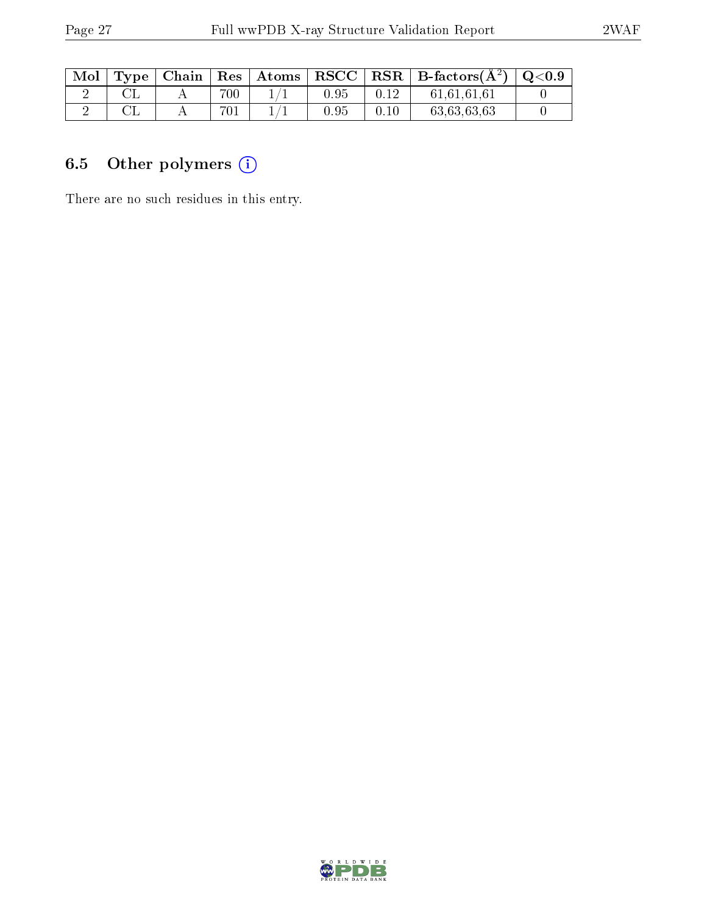| Mol | Type | Chain | Res | Atoms | RSCC | RSR | B-factors($\AA^2$) | Q<0.9 |
|---|---|---|---|---|---|---|---|---|
| 2 | CL | A | 700 | 1/1 | 0.95 | 0.12 | 61,61,61,61 | 0 |
| 2 | CL | A | 701 | 1/1 | 0.95 | 0.10 | 63,63,63,63 | 0 |

### 6.5 Other polymers (i)

There are no such residues in this entry.